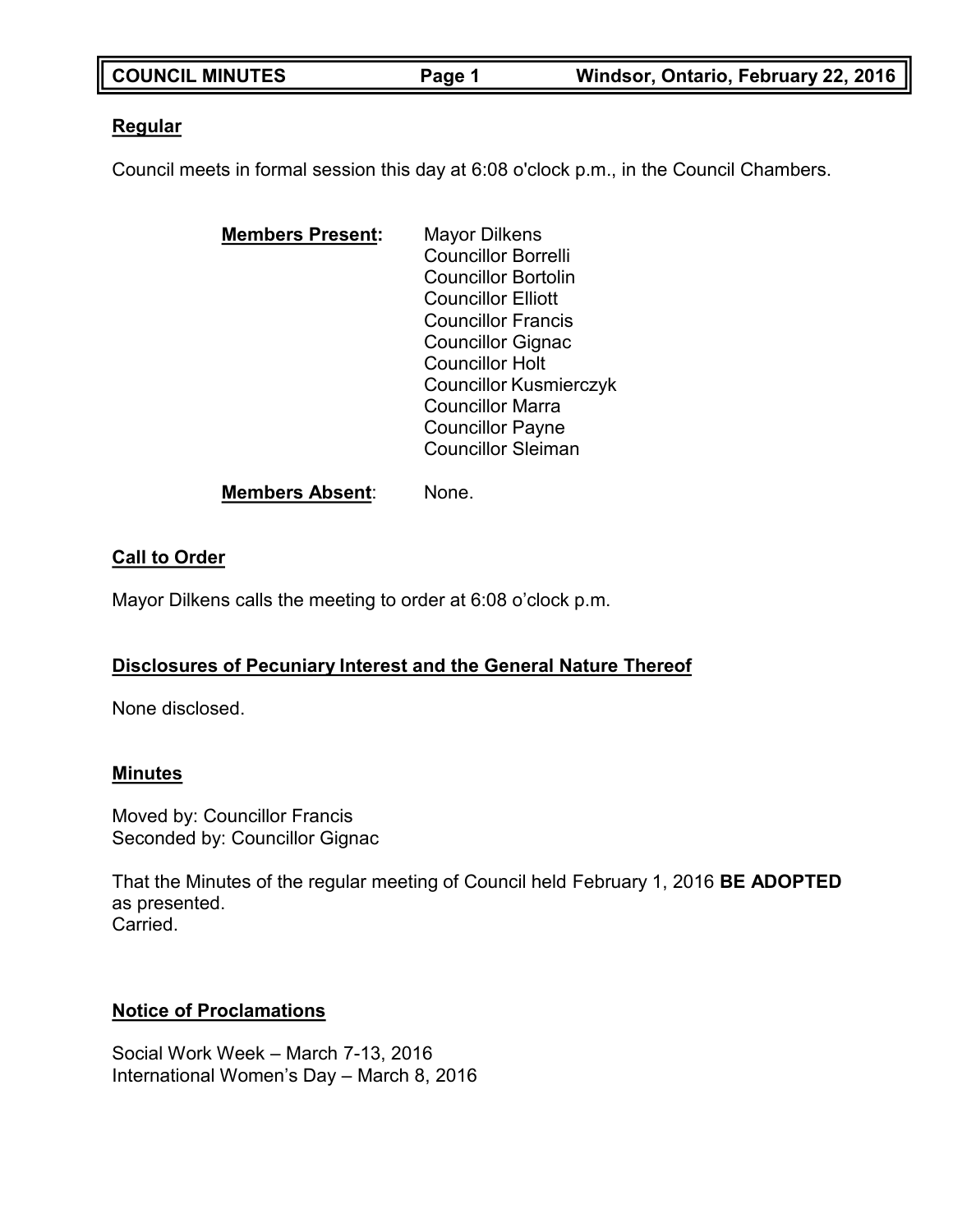## Regular

Council meets in formal session this day at 6:08 o'clock p.m., in the Council Chambers.

**Members Present:**

Mayor Dilkens
Councillor Borrelli
Councillor Bortolin
Councillor Elliott
Councillor Francis
Councillor Gignac
Councillor Holt
Councillor Kusmierczyk
Councillor Marra
Councillor Payne
Councillor Sleiman

**Members Absent**: None.

## Call to Order

Mayor Dilkens calls the meeting to order at 6:08 o'clock p.m.

## Disclosures of Pecuniary Interest and the General Nature Thereof

None disclosed.

## Minutes

Moved by: Councillor Francis
Seconded by: Councillor Gignac

That the Minutes of the regular meeting of Council held February 1, 2016 **BE ADOPTED** as presented.
Carried.

## Notice of Proclamations

Social Work Week – March 7-13, 2016
International Women's Day – March 8, 2016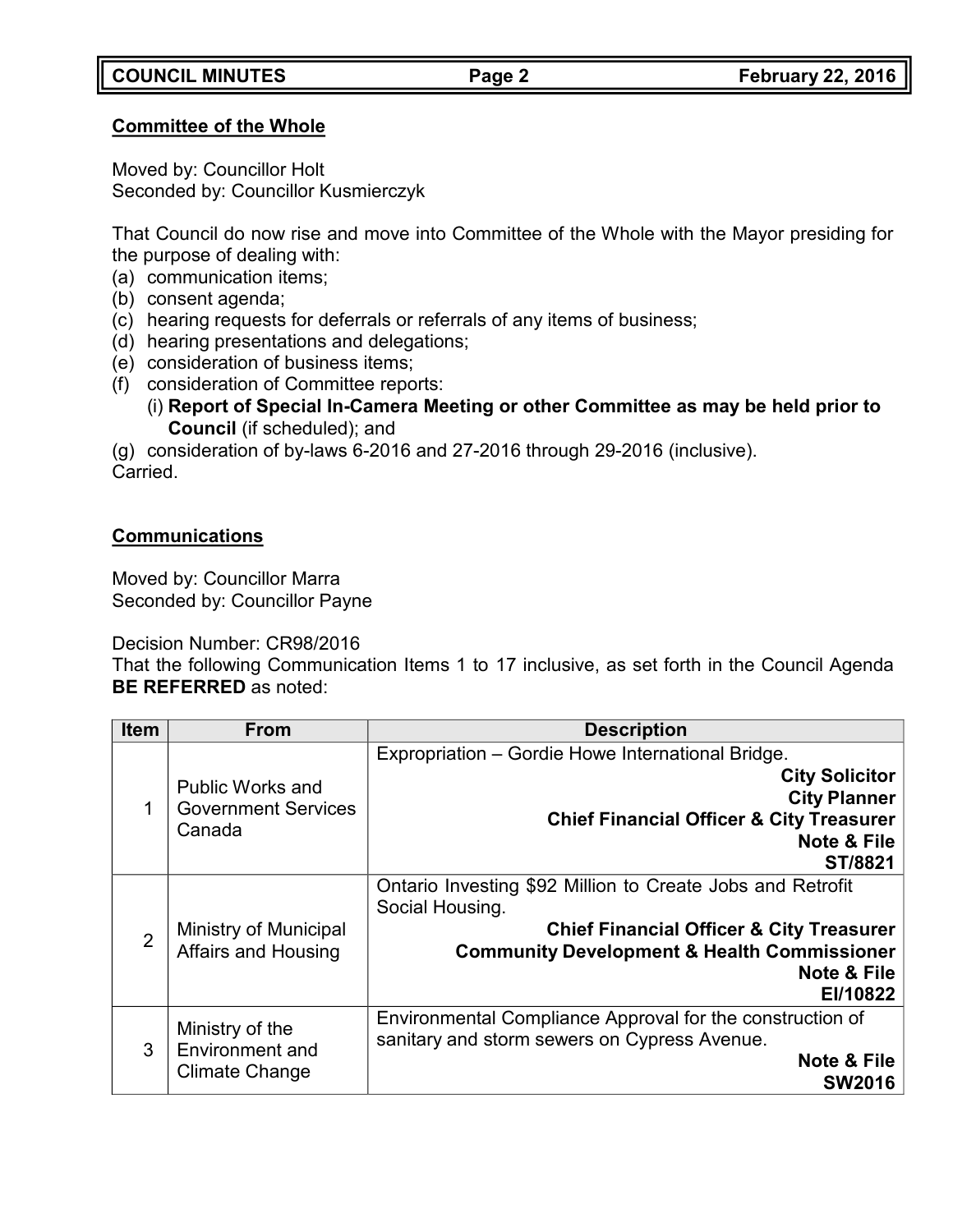**Committee of the Whole**

Moved by: Councillor Holt
Seconded by: Councillor Kusmierczyk

That Council do now rise and move into Committee of the Whole with the Mayor presiding for the purpose of dealing with:

(a) communication items;
(b) consent agenda;
(c) hearing requests for deferrals or referrals of any items of business;
(d) hearing presentations and delegations;
(e) consideration of business items;
(f) consideration of Committee reports:
  (i) **Report of Special In-Camera Meeting or other Committee as may be held prior to Council** (if scheduled); and
(g) consideration of by-laws 6-2016 and 27-2016 through 29-2016 (inclusive).

Carried.

**Communications**

Moved by: Councillor Marra
Seconded by: Councillor Payne

Decision Number: CR98/2016
That the following Communication Items 1 to 17 inclusive, as set forth in the Council Agenda **BE REFERRED** as noted:

| Item | From | Description |
|---|---|---|
| 1 | Public Works and Government Services Canada | Expropriation – Gordie Howe International Bridge. **City Solicitor** **City Planner** **Chief Financial Officer & City Treasurer** **Note & File** **ST/8821** |
| 2 | Ministry of Municipal Affairs and Housing | Ontario Investing $92 Million to Create Jobs and Retrofit Social Housing. **Chief Financial Officer & City Treasurer** **Community Development & Health Commissioner** **Note & File** **EI/10822** |
| 3 | Ministry of the Environment and Climate Change | Environmental Compliance Approval for the construction of sanitary and storm sewers on Cypress Avenue. **Note & File** **SW2016** |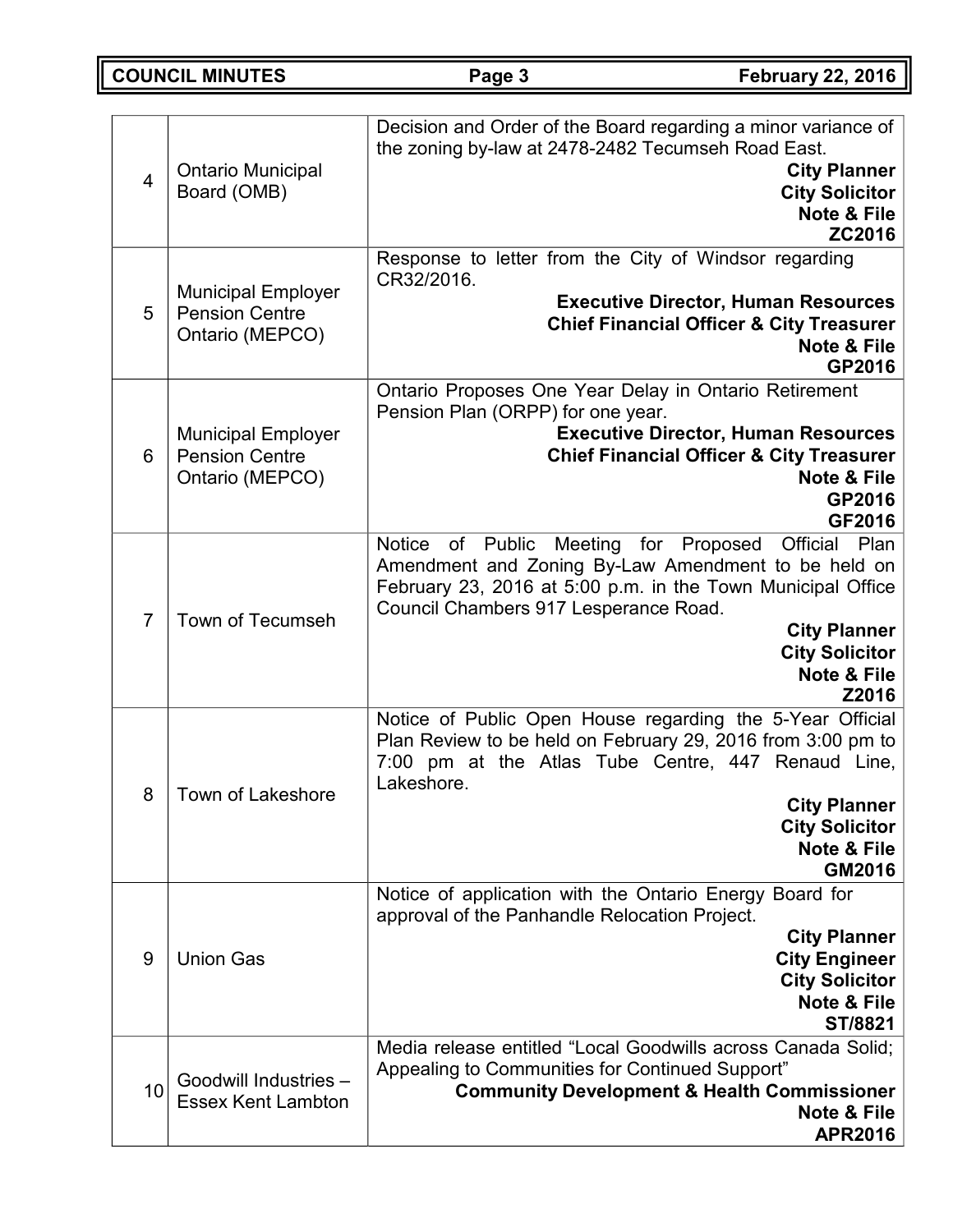| | | |
|---|---|---|
| 4 | Ontario Municipal Board (OMB) | Decision and Order of the Board regarding a minor variance of the zoning by-law at 2478-2482 Tecumseh Road East.<br>**City Planner**<br>**City Solicitor**<br>**Note & File**<br>**ZC2016** |
| 5 | Municipal Employer Pension Centre Ontario (MEPCO) | Response to letter from the City of Windsor regarding CR32/2016.<br>**Executive Director, Human Resources**<br>**Chief Financial Officer & City Treasurer**<br>**Note & File**<br>**GP2016** |
| 6 | Municipal Employer Pension Centre Ontario (MEPCO) | Ontario Proposes One Year Delay in Ontario Retirement Pension Plan (ORPP) for one year.<br>**Executive Director, Human Resources**<br>**Chief Financial Officer & City Treasurer**<br>**Note & File**<br>**GP2016**<br>**GF2016** |
| 7 | Town of Tecumseh | Notice of Public Meeting for Proposed Official Plan Amendment and Zoning By-Law Amendment to be held on February 23, 2016 at 5:00 p.m. in the Town Municipal Office Council Chambers 917 Lesperance Road.<br>**City Planner**<br>**City Solicitor**<br>**Note & File**<br>**Z2016** |
| 8 | Town of Lakeshore | Notice of Public Open House regarding the 5-Year Official Plan Review to be held on February 29, 2016 from 3:00 pm to 7:00 pm at the Atlas Tube Centre, 447 Renaud Line, Lakeshore.<br>**City Planner**<br>**City Solicitor**<br>**Note & File**<br>**GM2016** |
| 9 | Union Gas | Notice of application with the Ontario Energy Board for approval of the Panhandle Relocation Project.<br>**City Planner**<br>**City Engineer**<br>**City Solicitor**<br>**Note & File**<br>**ST/8821** |
| 10 | Goodwill Industries – Essex Kent Lambton | Media release entitled "Local Goodwills across Canada Solid; Appealing to Communities for Continued Support"<br>**Community Development & Health Commissioner**<br>**Note & File**<br>**APR2016** |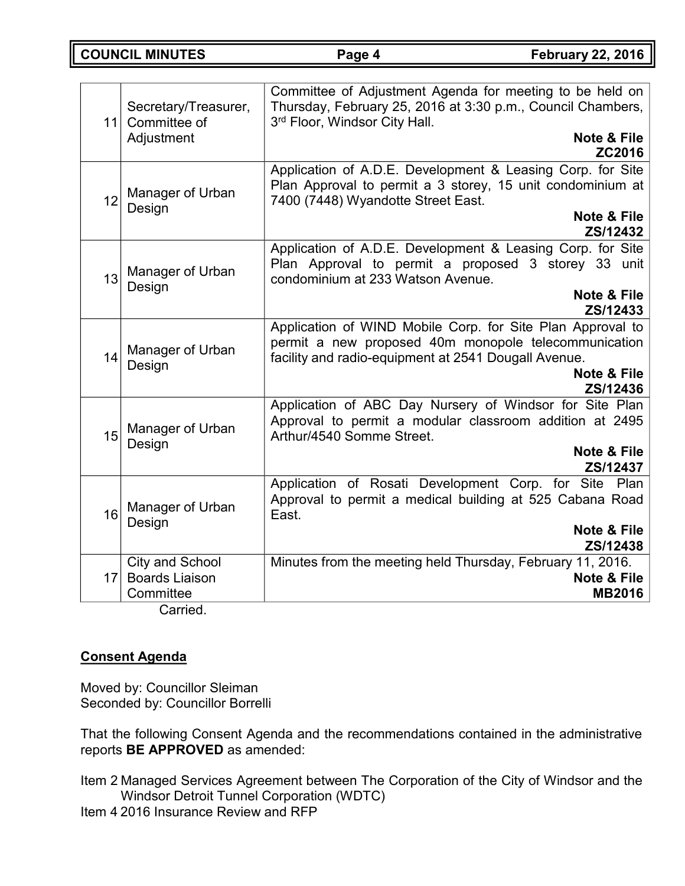| | | |
|---|---|---|
| 11 | Secretary/Treasurer, Committee of Adjustment | Committee of Adjustment Agenda for meeting to be held on Thursday, February 25, 2016 at 3:30 p.m., Council Chambers, 3rd Floor, Windsor City Hall. **Note & File** **ZC2016** |
| 12 | Manager of Urban Design | Application of A.D.E. Development & Leasing Corp. for Site Plan Approval to permit a 3 storey, 15 unit condominium at 7400 (7448) Wyandotte Street East. **Note & File** **ZS/12432** |
| 13 | Manager of Urban Design | Application of A.D.E. Development & Leasing Corp. for Site Plan Approval to permit a proposed 3 storey 33 unit condominium at 233 Watson Avenue. **Note & File** **ZS/12433** |
| 14 | Manager of Urban Design | Application of WIND Mobile Corp. for Site Plan Approval to permit a new proposed 40m monopole telecommunication facility and radio-equipment at 2541 Dougall Avenue. **Note & File** **ZS/12436** |
| 15 | Manager of Urban Design | Application of ABC Day Nursery of Windsor for Site Plan Approval to permit a modular classroom addition at 2495 Arthur/4540 Somme Street. **Note & File** **ZS/12437** |
| 16 | Manager of Urban Design | Application of Rosati Development Corp. for Site Plan Approval to permit a medical building at 525 Cabana Road East. **Note & File** **ZS/12438** |
| 17 | City and School Boards Liaison Committee | Minutes from the meeting held Thursday, February 11, 2016. **Note & File** **MB2016** |

Carried.

**Consent Agenda**

Moved by: Councillor Sleiman
Seconded by: Councillor Borrelli

That the following Consent Agenda and the recommendations contained in the administrative reports **BE APPROVED** as amended:

Item 2 Managed Services Agreement between The Corporation of the City of Windsor and the Windsor Detroit Tunnel Corporation (WDTC)
Item 4 2016 Insurance Review and RFP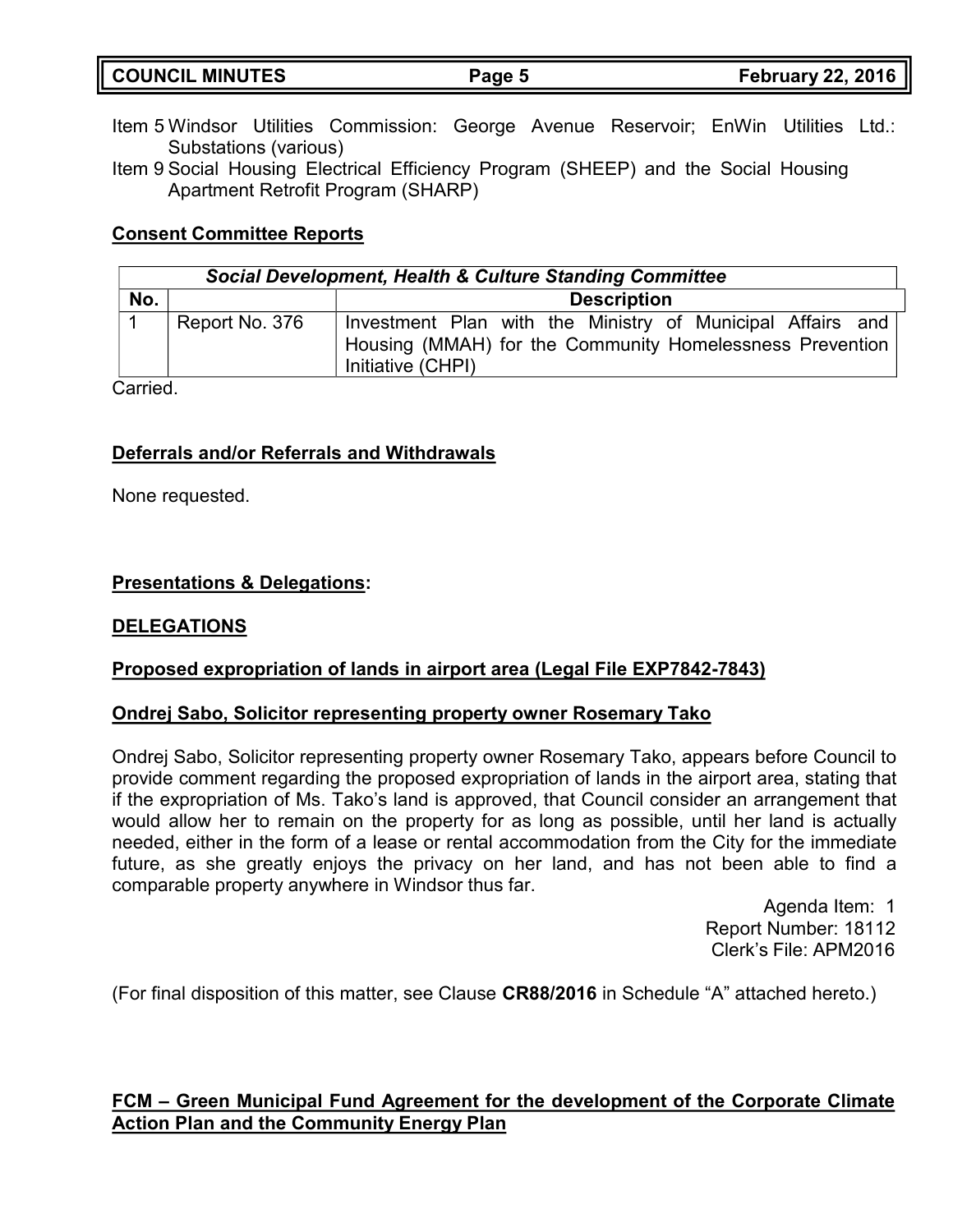Item 5 Windsor Utilities Commission: George Avenue Reservoir; EnWin Utilities Ltd.: Substations (various)

Item 9 Social Housing Electrical Efficiency Program (SHEEP) and the Social Housing Apartment Retrofit Program (SHARP)

**Consent Committee Reports**

| *Social Development, Health & Culture Standing Committee* | | |
|---|---|---|
| **No.** | | **Description** |
| 1 | Report No. 376 | Investment Plan with the Ministry of Municipal Affairs and Housing (MMAH) for the Community Homelessness Prevention Initiative (CHPI) |

Carried.

**Deferrals and/or Referrals and Withdrawals**

None requested.

**Presentations & Delegations:**

**DELEGATIONS**

**Proposed expropriation of lands in airport area (Legal File EXP7842-7843)**

**Ondrej Sabo, Solicitor representing property owner Rosemary Tako**

Ondrej Sabo, Solicitor representing property owner Rosemary Tako, appears before Council to provide comment regarding the proposed expropriation of lands in the airport area, stating that if the expropriation of Ms. Tako's land is approved, that Council consider an arrangement that would allow her to remain on the property for as long as possible, until her land is actually needed, either in the form of a lease or rental accommodation from the City for the immediate future, as she greatly enjoys the privacy on her land, and has not been able to find a comparable property anywhere in Windsor thus far.

Agenda Item: 1
Report Number: 18112
Clerk's File: APM2016

(For final disposition of this matter, see Clause **CR88/2016** in Schedule "A" attached hereto.)

**FCM – Green Municipal Fund Agreement for the development of the Corporate Climate Action Plan and the Community Energy Plan**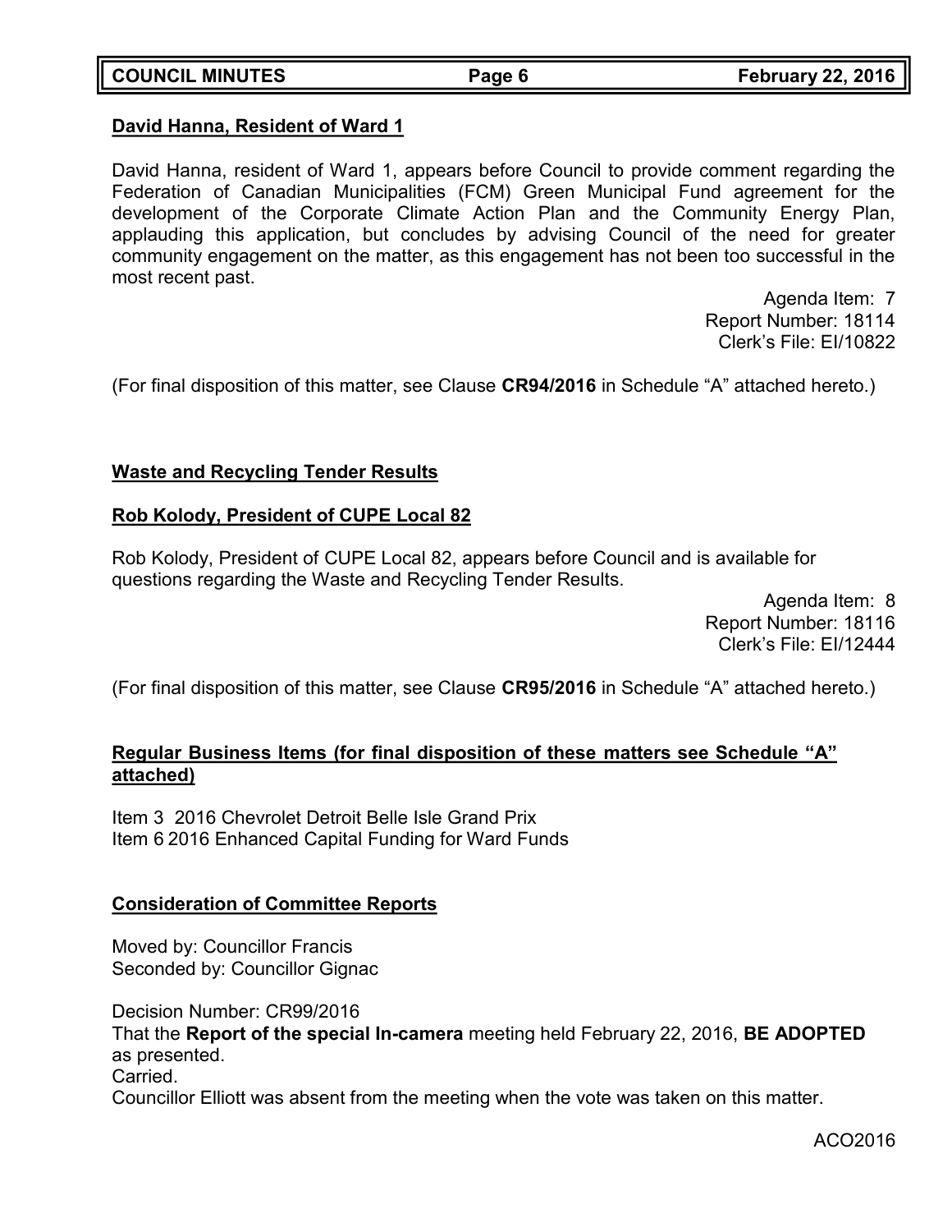**David Hanna, Resident of Ward 1**

David Hanna, resident of Ward 1, appears before Council to provide comment regarding the Federation of Canadian Municipalities (FCM) Green Municipal Fund agreement for the development of the Corporate Climate Action Plan and the Community Energy Plan, applauding this application, but concludes by advising Council of the need for greater community engagement on the matter, as this engagement has not been too successful in the most recent past.

Agenda Item: 7
Report Number: 18114
Clerk's File: EI/10822

(For final disposition of this matter, see Clause **CR94/2016** in Schedule "A" attached hereto.)

**Waste and Recycling Tender Results**

**Rob Kolody, President of CUPE Local 82**

Rob Kolody, President of CUPE Local 82, appears before Council and is available for questions regarding the Waste and Recycling Tender Results.

Agenda Item: 8
Report Number: 18116
Clerk's File: EI/12444

(For final disposition of this matter, see Clause **CR95/2016** in Schedule "A" attached hereto.)

**Regular Business Items (for final disposition of these matters see Schedule "A" attached)**

Item 3 2016 Chevrolet Detroit Belle Isle Grand Prix
Item 6 2016 Enhanced Capital Funding for Ward Funds

**Consideration of Committee Reports**

Moved by: Councillor Francis
Seconded by: Councillor Gignac

Decision Number: CR99/2016
That the **Report of the special In-camera** meeting held February 22, 2016, **BE ADOPTED** as presented.
Carried.
Councillor Elliott was absent from the meeting when the vote was taken on this matter.

ACO2016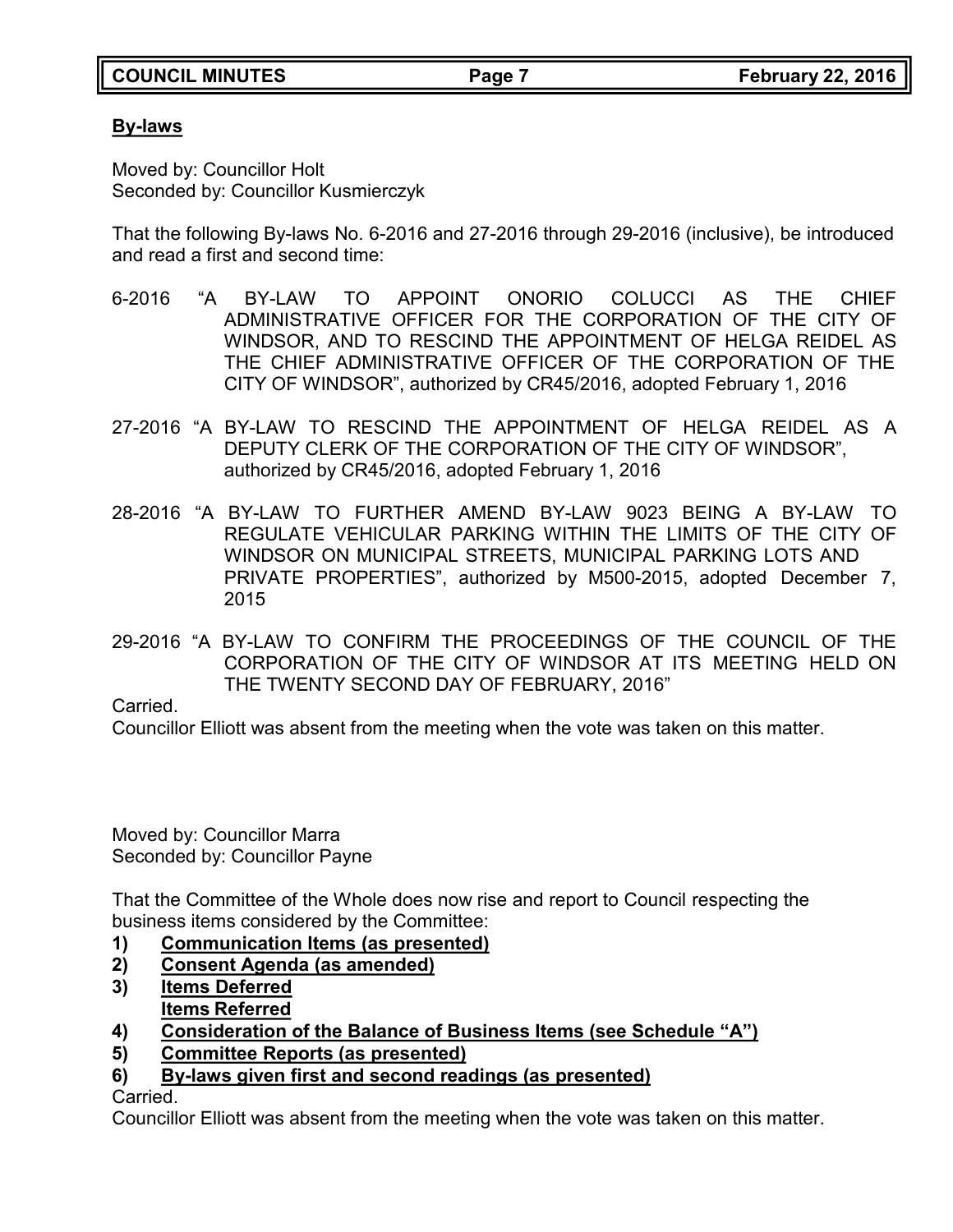## By-laws

Moved by: Councillor Holt
Seconded by: Councillor Kusmierczyk

That the following By-laws No. 6-2016 and 27-2016 through 29-2016 (inclusive), be introduced and read a first and second time:

6-2016 "A BY-LAW TO APPOINT ONORIO COLUCCI AS THE CHIEF ADMINISTRATIVE OFFICER FOR THE CORPORATION OF THE CITY OF WINDSOR, AND TO RESCIND THE APPOINTMENT OF HELGA REIDEL AS THE CHIEF ADMINISTRATIVE OFFICER OF THE CORPORATION OF THE CITY OF WINDSOR", authorized by CR45/2016, adopted February 1, 2016

27-2016 "A BY-LAW TO RESCIND THE APPOINTMENT OF HELGA REIDEL AS A DEPUTY CLERK OF THE CORPORATION OF THE CITY OF WINDSOR", authorized by CR45/2016, adopted February 1, 2016

28-2016 "A BY-LAW TO FURTHER AMEND BY-LAW 9023 BEING A BY-LAW TO REGULATE VEHICULAR PARKING WITHIN THE LIMITS OF THE CITY OF WINDSOR ON MUNICIPAL STREETS, MUNICIPAL PARKING LOTS AND PRIVATE PROPERTIES", authorized by M500-2015, adopted December 7, 2015

29-2016 "A BY-LAW TO CONFIRM THE PROCEEDINGS OF THE COUNCIL OF THE CORPORATION OF THE CITY OF WINDSOR AT ITS MEETING HELD ON THE TWENTY SECOND DAY OF FEBRUARY, 2016"

Carried.
Councillor Elliott was absent from the meeting when the vote was taken on this matter.

Moved by: Councillor Marra
Seconded by: Councillor Payne

That the Committee of the Whole does now rise and report to Council respecting the business items considered by the Committee:

1) **Communication Items (as presented)**
2) **Consent Agenda (as amended)**
3) **Items Deferred**
   **Items Referred**
4) **Consideration of the Balance of Business Items (see Schedule "A")**
5) **Committee Reports (as presented)**
6) **By-laws given first and second readings (as presented)**

Carried.
Councillor Elliott was absent from the meeting when the vote was taken on this matter.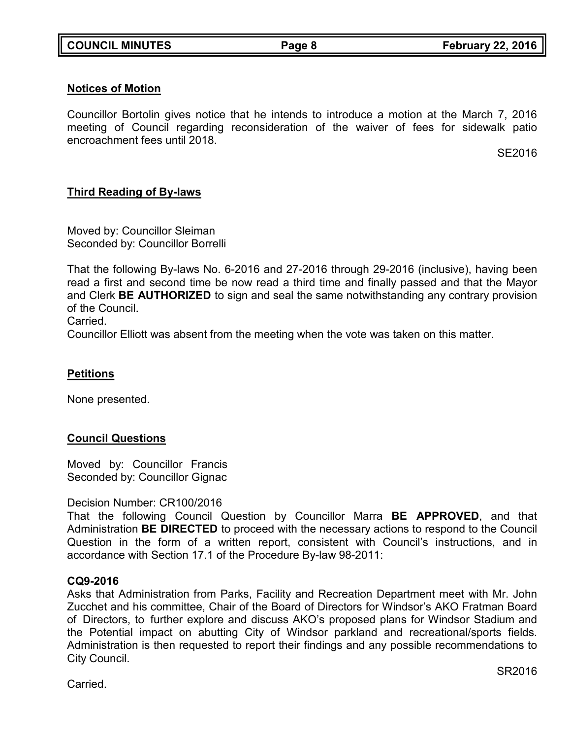## Notices of Motion

Councillor Bortolin gives notice that he intends to introduce a motion at the March 7, 2016 meeting of Council regarding reconsideration of the waiver of fees for sidewalk patio encroachment fees until 2018.

SE2016

## Third Reading of By-laws

Moved by: Councillor Sleiman
Seconded by: Councillor Borrelli

That the following By-laws No. 6-2016 and 27-2016 through 29-2016 (inclusive), having been read a first and second time be now read a third time and finally passed and that the Mayor and Clerk **BE AUTHORIZED** to sign and seal the same notwithstanding any contrary provision of the Council.
Carried.
Councillor Elliott was absent from the meeting when the vote was taken on this matter.

## Petitions

None presented.

## Council Questions

Moved by: Councillor Francis
Seconded by: Councillor Gignac

Decision Number: CR100/2016
That the following Council Question by Councillor Marra **BE APPROVED**, and that Administration **BE DIRECTED** to proceed with the necessary actions to respond to the Council Question in the form of a written report, consistent with Council's instructions, and in accordance with Section 17.1 of the Procedure By-law 98-2011:

**CQ9-2016**
Asks that Administration from Parks, Facility and Recreation Department meet with Mr. John Zucchet and his committee, Chair of the Board of Directors for Windsor's AKO Fratman Board of Directors, to further explore and discuss AKO's proposed plans for Windsor Stadium and the Potential impact on abutting City of Windsor parkland and recreational/sports fields. Administration is then requested to report their findings and any possible recommendations to City Council.

SR2016

Carried.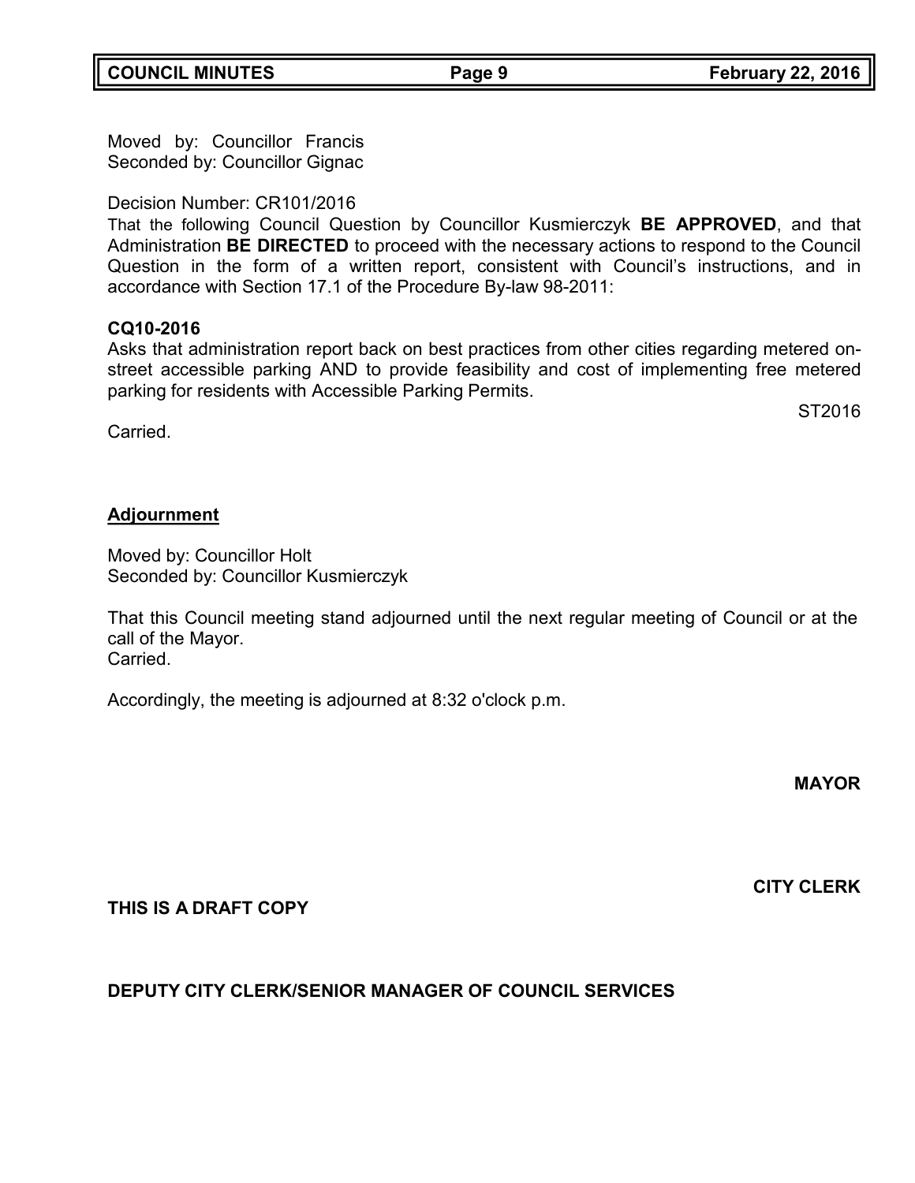Moved by: Councillor Francis
Seconded by: Councillor Gignac

Decision Number: CR101/2016
That the following Council Question by Councillor Kusmierczyk **BE APPROVED**, and that Administration **BE DIRECTED** to proceed with the necessary actions to respond to the Council Question in the form of a written report, consistent with Council's instructions, and in accordance with Section 17.1 of the Procedure By-law 98-2011:

**CQ10-2016**
Asks that administration report back on best practices from other cities regarding metered on-street accessible parking AND to provide feasibility and cost of implementing free metered parking for residents with Accessible Parking Permits.

ST2016

Carried.

## Adjournment

Moved by: Councillor Holt
Seconded by: Councillor Kusmierczyk

That this Council meeting stand adjourned until the next regular meeting of Council or at the call of the Mayor.
Carried.

Accordingly, the meeting is adjourned at 8:32 o'clock p.m.

**MAYOR**

**CITY CLERK**

**THIS IS A DRAFT COPY**

**DEPUTY CITY CLERK/SENIOR MANAGER OF COUNCIL SERVICES**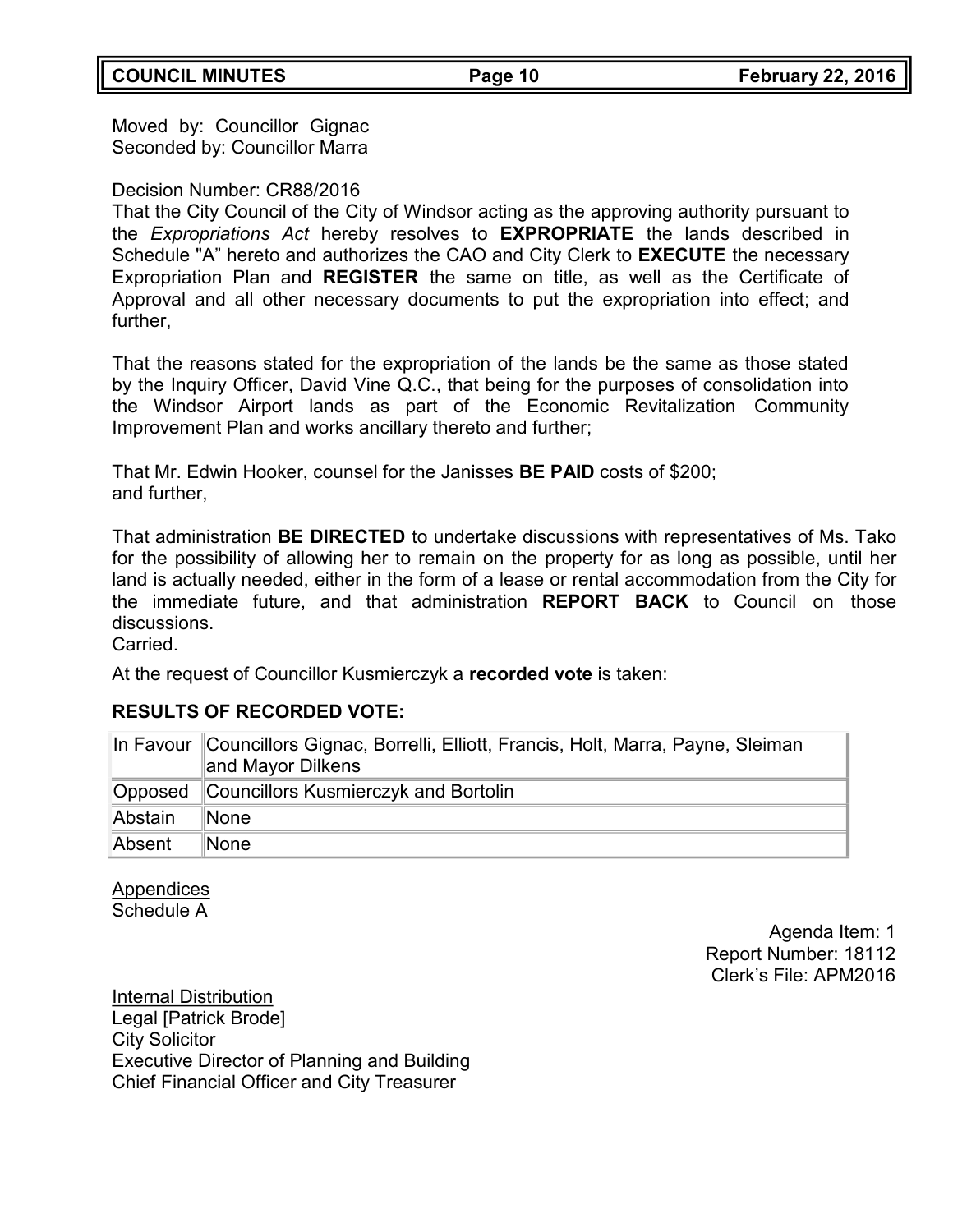Moved by: Councillor Gignac
Seconded by: Councillor Marra

Decision Number: CR88/2016
That the City Council of the City of Windsor acting as the approving authority pursuant to the *Expropriations Act* hereby resolves to **EXPROPRIATE** the lands described in Schedule "A" hereto and authorizes the CAO and City Clerk to **EXECUTE** the necessary Expropriation Plan and **REGISTER** the same on title, as well as the Certificate of Approval and all other necessary documents to put the expropriation into effect; and further,

That the reasons stated for the expropriation of the lands be the same as those stated by the Inquiry Officer, David Vine Q.C., that being for the purposes of consolidation into the Windsor Airport lands as part of the Economic Revitalization Community Improvement Plan and works ancillary thereto and further;

That Mr. Edwin Hooker, counsel for the Janisses **BE PAID** costs of $200;
and further,

That administration **BE DIRECTED** to undertake discussions with representatives of Ms. Tako for the possibility of allowing her to remain on the property for as long as possible, until her land is actually needed, either in the form of a lease or rental accommodation from the City for the immediate future, and that administration **REPORT BACK** to Council on those discussions.
Carried.

At the request of Councillor Kusmierczyk a **recorded vote** is taken:

**RESULTS OF RECORDED VOTE:**

| | |
|---|---|
| In Favour | Councillors Gignac, Borrelli, Elliott, Francis, Holt, Marra, Payne, Sleiman and Mayor Dilkens |
| Opposed | Councillors Kusmierczyk and Bortolin |
| Abstain | None |
| Absent | None |

Appendices
Schedule A

Agenda Item: 1
Report Number: 18112
Clerk's File: APM2016

Internal Distribution
Legal [Patrick Brode]
City Solicitor
Executive Director of Planning and Building
Chief Financial Officer and City Treasurer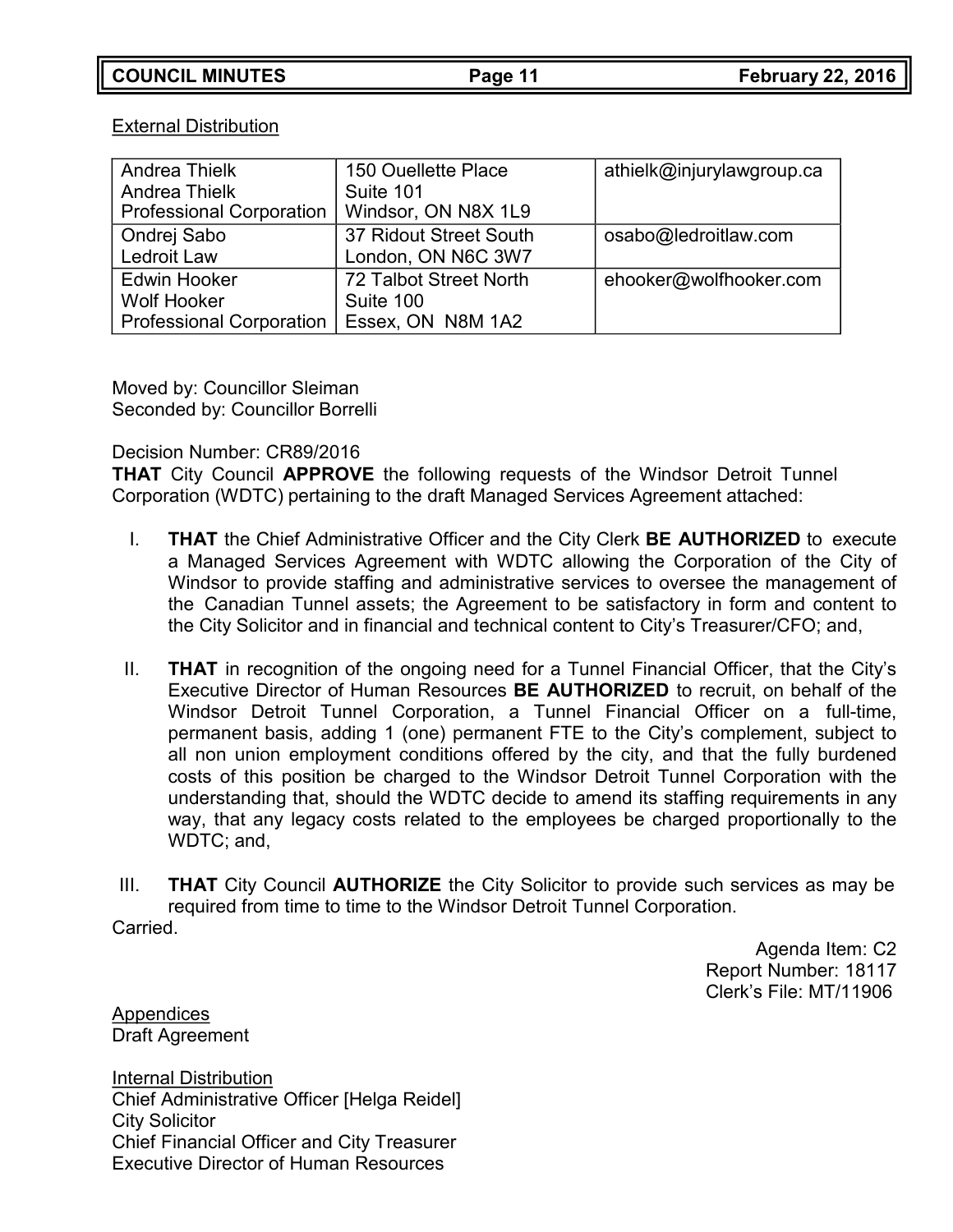External Distribution

| | | |
|---|---|---|
| Andrea Thielk<br>Andrea Thielk<br>Professional Corporation | 150 Ouellette Place<br>Suite 101<br>Windsor, ON N8X 1L9 | athielk@injurylawgroup.ca |
| Ondrej Sabo<br>Ledroit Law | 37 Ridout Street South<br>London, ON N6C 3W7 | osabo@ledroitlaw.com |
| Edwin Hooker<br>Wolf Hooker<br>Professional Corporation | 72 Talbot Street North<br>Suite 100<br>Essex, ON N8M 1A2 | ehooker@wolfhooker.com |

Moved by: Councillor Sleiman
Seconded by: Councillor Borrelli

Decision Number: CR89/2016
**THAT** City Council **APPROVE** the following requests of the Windsor Detroit Tunnel Corporation (WDTC) pertaining to the draft Managed Services Agreement attached:

I. **THAT** the Chief Administrative Officer and the City Clerk **BE AUTHORIZED** to execute a Managed Services Agreement with WDTC allowing the Corporation of the City of Windsor to provide staffing and administrative services to oversee the management of the Canadian Tunnel assets; the Agreement to be satisfactory in form and content to the City Solicitor and in financial and technical content to City's Treasurer/CFO; and,

II. **THAT** in recognition of the ongoing need for a Tunnel Financial Officer, that the City's Executive Director of Human Resources **BE AUTHORIZED** to recruit, on behalf of the Windsor Detroit Tunnel Corporation, a Tunnel Financial Officer on a full-time, permanent basis, adding 1 (one) permanent FTE to the City's complement, subject to all non union employment conditions offered by the city, and that the fully burdened costs of this position be charged to the Windsor Detroit Tunnel Corporation with the understanding that, should the WDTC decide to amend its staffing requirements in any way, that any legacy costs related to the employees be charged proportionally to the WDTC; and,

III. **THAT** City Council **AUTHORIZE** the City Solicitor to provide such services as may be required from time to time to the Windsor Detroit Tunnel Corporation.

Carried.

Agenda Item: C2
Report Number: 18117
Clerk's File: MT/11906

Appendices
Draft Agreement

Internal Distribution
Chief Administrative Officer [Helga Reidel]
City Solicitor
Chief Financial Officer and City Treasurer
Executive Director of Human Resources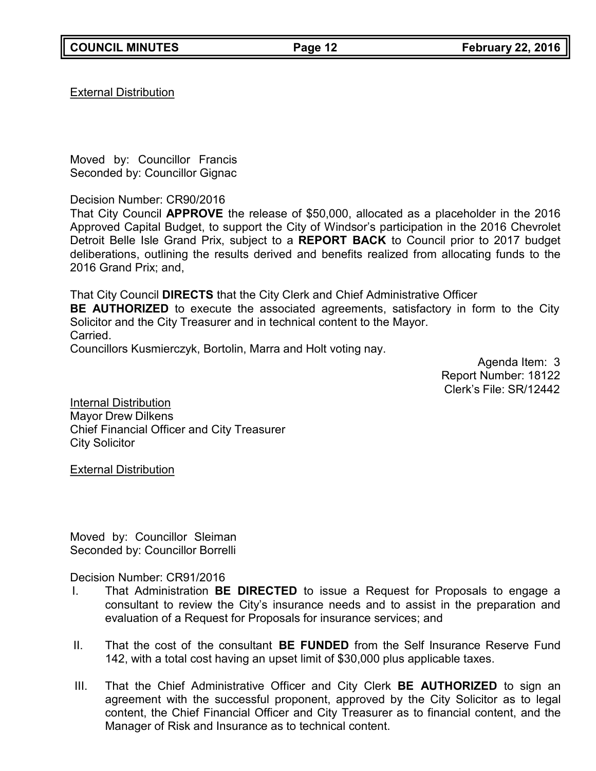External Distribution

Moved by: Councillor Francis
Seconded by: Councillor Gignac

Decision Number: CR90/2016
That City Council **APPROVE** the release of $50,000, allocated as a placeholder in the 2016 Approved Capital Budget, to support the City of Windsor's participation in the 2016 Chevrolet Detroit Belle Isle Grand Prix, subject to a **REPORT BACK** to Council prior to 2017 budget deliberations, outlining the results derived and benefits realized from allocating funds to the 2016 Grand Prix; and,

That City Council **DIRECTS** that the City Clerk and Chief Administrative Officer **BE AUTHORIZED** to execute the associated agreements, satisfactory in form to the City Solicitor and the City Treasurer and in technical content to the Mayor.
Carried.
Councillors Kusmierczyk, Bortolin, Marra and Holt voting nay.

Agenda Item: 3
Report Number: 18122
Clerk's File: SR/12442

Internal Distribution
Mayor Drew Dilkens
Chief Financial Officer and City Treasurer
City Solicitor

External Distribution

Moved by: Councillor Sleiman
Seconded by: Councillor Borrelli

Decision Number: CR91/2016

I. That Administration **BE DIRECTED** to issue a Request for Proposals to engage a consultant to review the City's insurance needs and to assist in the preparation and evaluation of a Request for Proposals for insurance services; and

II. That the cost of the consultant **BE FUNDED** from the Self Insurance Reserve Fund 142, with a total cost having an upset limit of $30,000 plus applicable taxes.

III. That the Chief Administrative Officer and City Clerk **BE AUTHORIZED** to sign an agreement with the successful proponent, approved by the City Solicitor as to legal content, the Chief Financial Officer and City Treasurer as to financial content, and the Manager of Risk and Insurance as to technical content.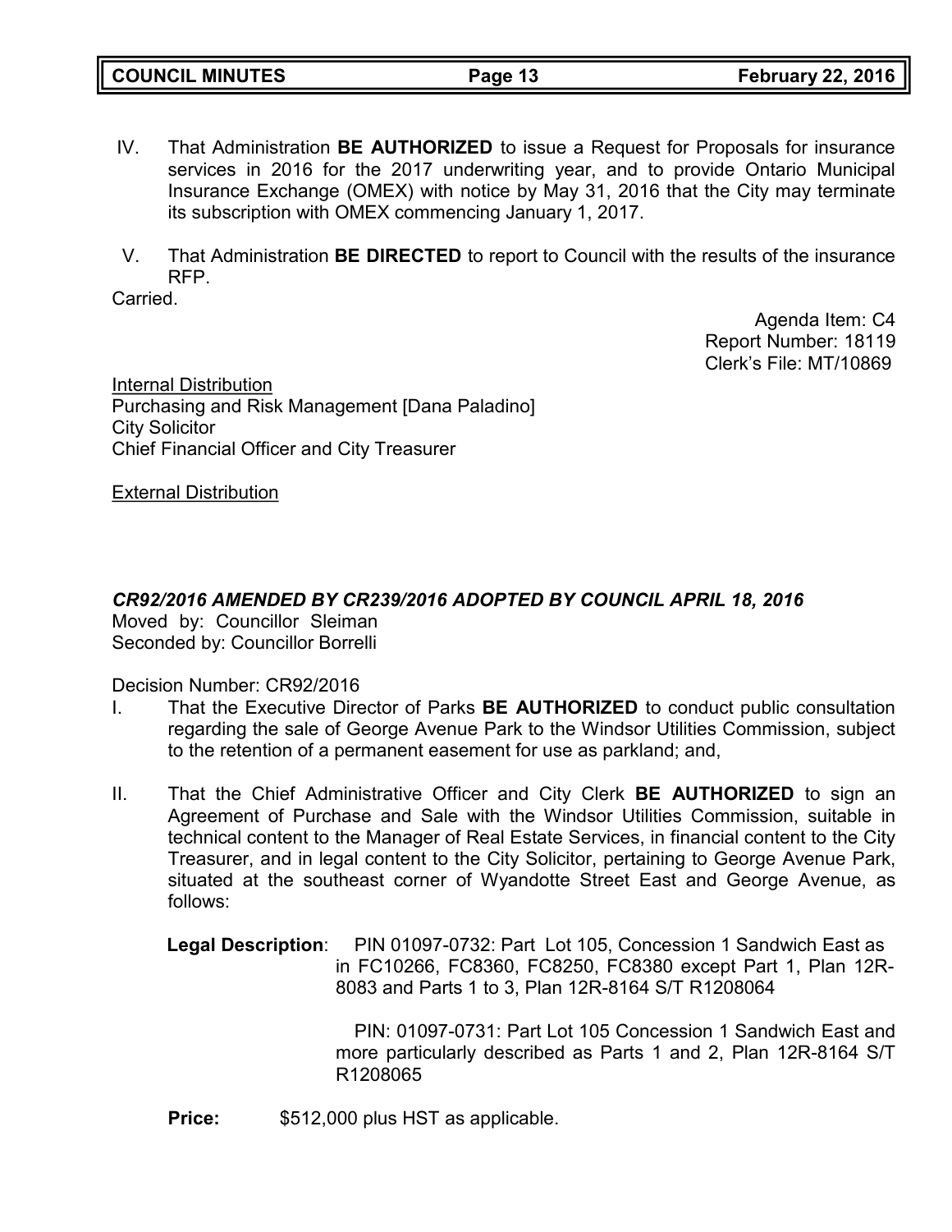IV. That Administration **BE AUTHORIZED** to issue a Request for Proposals for insurance services in 2016 for the 2017 underwriting year, and to provide Ontario Municipal Insurance Exchange (OMEX) with notice by May 31, 2016 that the City may terminate its subscription with OMEX commencing January 1, 2017.

V. That Administration **BE DIRECTED** to report to Council with the results of the insurance RFP.

Carried.

Agenda Item: C4
Report Number: 18119
Clerk's File: MT/10869

Internal Distribution
Purchasing and Risk Management [Dana Paladino]
City Solicitor
Chief Financial Officer and City Treasurer

External Distribution

***CR92/2016 AMENDED BY CR239/2016 ADOPTED BY COUNCIL APRIL 18, 2016***

Moved by: Councillor Sleiman
Seconded by: Councillor Borrelli

Decision Number: CR92/2016

I. That the Executive Director of Parks **BE AUTHORIZED** to conduct public consultation regarding the sale of George Avenue Park to the Windsor Utilities Commission, subject to the retention of a permanent easement for use as parkland; and,

II. That the Chief Administrative Officer and City Clerk **BE AUTHORIZED** to sign an Agreement of Purchase and Sale with the Windsor Utilities Commission, suitable in technical content to the Manager of Real Estate Services, in financial content to the City Treasurer, and in legal content to the City Solicitor, pertaining to George Avenue Park, situated at the southeast corner of Wyandotte Street East and George Avenue, as follows:

**Legal Description**: PIN 01097-0732: Part Lot 105, Concession 1 Sandwich East as in FC10266, FC8360, FC8250, FC8380 except Part 1, Plan 12R-8083 and Parts 1 to 3, Plan 12R-8164 S/T R1208064

PIN: 01097-0731: Part Lot 105 Concession 1 Sandwich East and more particularly described as Parts 1 and 2, Plan 12R-8164 S/T R1208065

**Price:** $512,000 plus HST as applicable.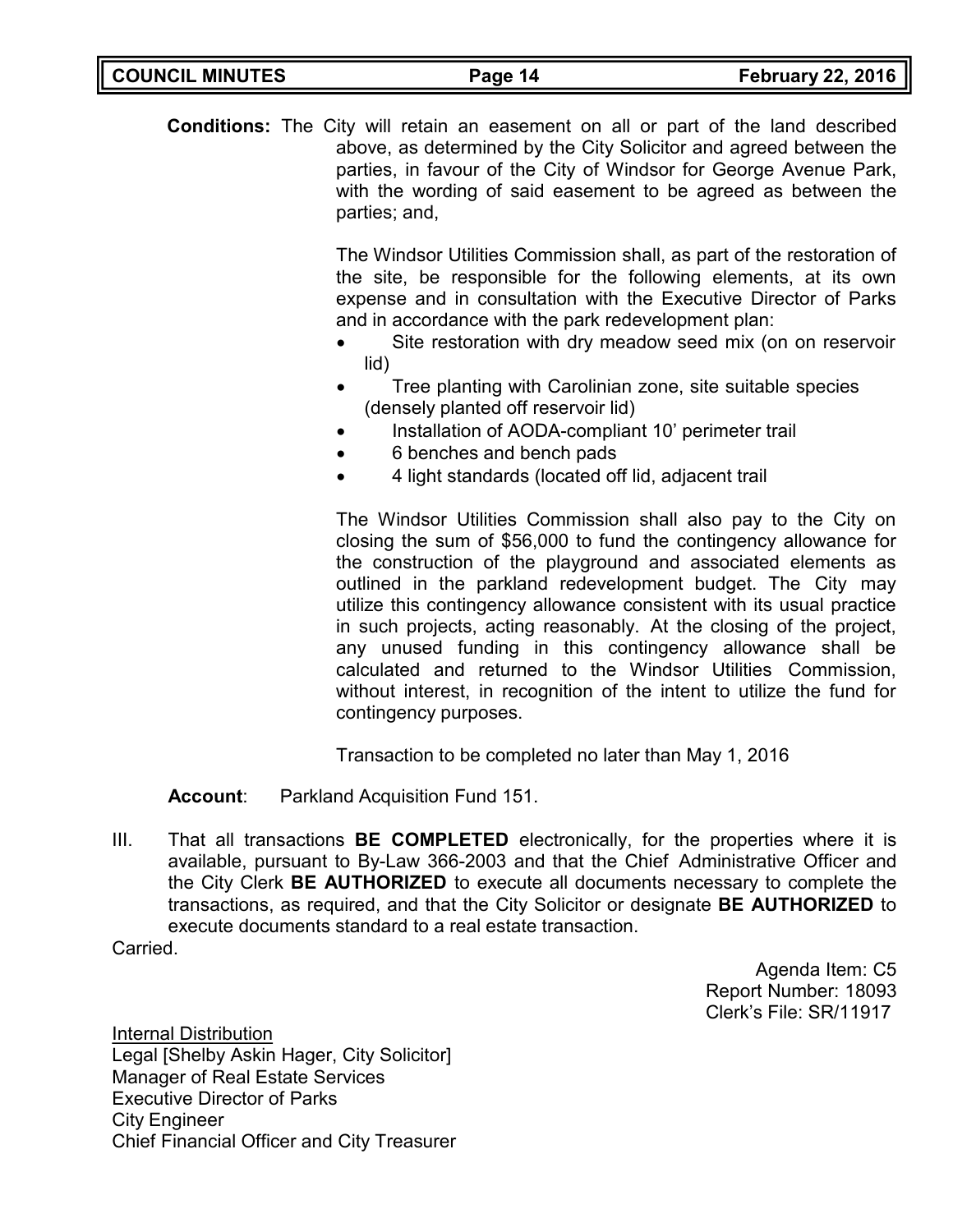**Conditions:** The City will retain an easement on all or part of the land described above, as determined by the City Solicitor and agreed between the parties, in favour of the City of Windsor for George Avenue Park, with the wording of said easement to be agreed as between the parties; and,

The Windsor Utilities Commission shall, as part of the restoration of the site, be responsible for the following elements, at its own expense and in consultation with the Executive Director of Parks and in accordance with the park redevelopment plan:

- Site restoration with dry meadow seed mix (on on reservoir lid)
- Tree planting with Carolinian zone, site suitable species (densely planted off reservoir lid)
- Installation of AODA-compliant 10' perimeter trail
- 6 benches and bench pads
- 4 light standards (located off lid, adjacent trail

The Windsor Utilities Commission shall also pay to the City on closing the sum of $56,000 to fund the contingency allowance for the construction of the playground and associated elements as outlined in the parkland redevelopment budget. The City may utilize this contingency allowance consistent with its usual practice in such projects, acting reasonably. At the closing of the project, any unused funding in this contingency allowance shall be calculated and returned to the Windsor Utilities Commission, without interest, in recognition of the intent to utilize the fund for contingency purposes.

Transaction to be completed no later than May 1, 2016

**Account**: Parkland Acquisition Fund 151.

III. That all transactions **BE COMPLETED** electronically, for the properties where it is available, pursuant to By-Law 366-2003 and that the Chief Administrative Officer and the City Clerk **BE AUTHORIZED** to execute all documents necessary to complete the transactions, as required, and that the City Solicitor or designate **BE AUTHORIZED** to execute documents standard to a real estate transaction.

Carried.

Agenda Item: C5
Report Number: 18093
Clerk's File: SR/11917

Internal Distribution
Legal [Shelby Askin Hager, City Solicitor]
Manager of Real Estate Services
Executive Director of Parks
City Engineer
Chief Financial Officer and City Treasurer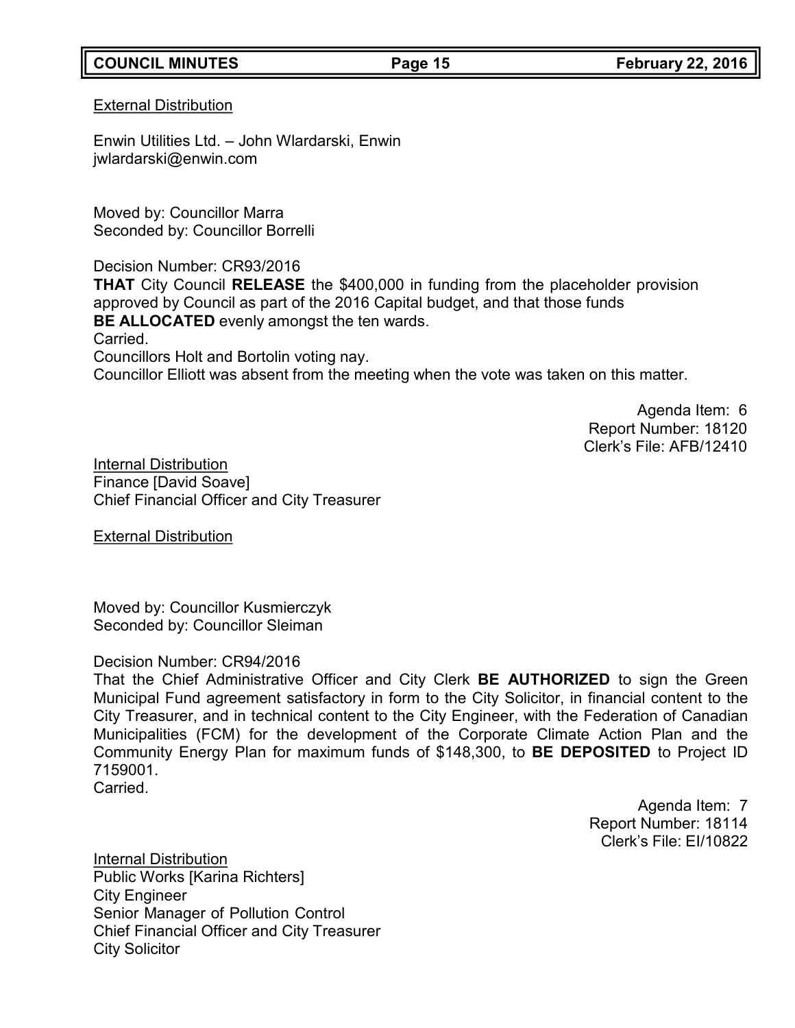External Distribution

Enwin Utilities Ltd. – John Wlardarski, Enwin
jwlardarski@enwin.com

Moved by: Councillor Marra
Seconded by: Councillor Borrelli

Decision Number: CR93/2016
**THAT** City Council **RELEASE** the $400,000 in funding from the placeholder provision approved by Council as part of the 2016 Capital budget, and that those funds **BE ALLOCATED** evenly amongst the ten wards.
Carried.
Councillors Holt and Bortolin voting nay.
Councillor Elliott was absent from the meeting when the vote was taken on this matter.

Agenda Item: 6
Report Number: 18120
Clerk's File: AFB/12410

Internal Distribution
Finance [David Soave]
Chief Financial Officer and City Treasurer

External Distribution

Moved by: Councillor Kusmierczyk
Seconded by: Councillor Sleiman

Decision Number: CR94/2016
That the Chief Administrative Officer and City Clerk **BE AUTHORIZED** to sign the Green Municipal Fund agreement satisfactory in form to the City Solicitor, in financial content to the City Treasurer, and in technical content to the City Engineer, with the Federation of Canadian Municipalities (FCM) for the development of the Corporate Climate Action Plan and the Community Energy Plan for maximum funds of $148,300, to **BE DEPOSITED** to Project ID 7159001.
Carried.

Agenda Item: 7
Report Number: 18114
Clerk's File: EI/10822

Internal Distribution
Public Works [Karina Richters]
City Engineer
Senior Manager of Pollution Control
Chief Financial Officer and City Treasurer
City Solicitor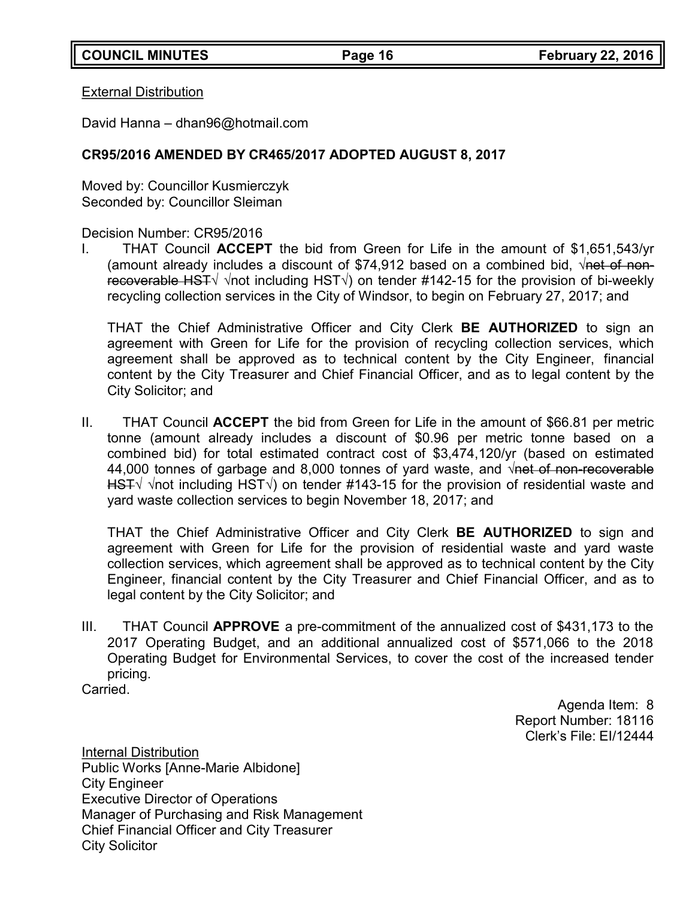External Distribution

David Hanna – dhan96@hotmail.com

**CR95/2016 AMENDED BY CR465/2017 ADOPTED AUGUST 8, 2017**

Moved by: Councillor Kusmierczyk
Seconded by: Councillor Sleiman

Decision Number: CR95/2016

I. THAT Council **ACCEPT** the bid from Green for Life in the amount of $1,651,543/yr (amount already includes a discount of $74,912 based on a combined bid, √~~net of non-recoverable HST~~√ √not including HST√) on tender #142-15 for the provision of bi-weekly recycling collection services in the City of Windsor, to begin on February 27, 2017; and

   THAT the Chief Administrative Officer and City Clerk **BE AUTHORIZED** to sign an agreement with Green for Life for the provision of recycling collection services, which agreement shall be approved as to technical content by the City Engineer, financial content by the City Treasurer and Chief Financial Officer, and as to legal content by the City Solicitor; and

II. THAT Council **ACCEPT** the bid from Green for Life in the amount of $66.81 per metric tonne (amount already includes a discount of $0.96 per metric tonne based on a combined bid) for total estimated contract cost of $3,474,120/yr (based on estimated 44,000 tonnes of garbage and 8,000 tonnes of yard waste, and √~~net of non-recoverable HST~~√ √not including HST√) on tender #143-15 for the provision of residential waste and yard waste collection services to begin November 18, 2017; and

   THAT the Chief Administrative Officer and City Clerk **BE AUTHORIZED** to sign and agreement with Green for Life for the provision of residential waste and yard waste collection services, which agreement shall be approved as to technical content by the City Engineer, financial content by the City Treasurer and Chief Financial Officer, and as to legal content by the City Solicitor; and

III. THAT Council **APPROVE** a pre-commitment of the annualized cost of $431,173 to the 2017 Operating Budget, and an additional annualized cost of $571,066 to the 2018 Operating Budget for Environmental Services, to cover the cost of the increased tender pricing.

Carried.

Agenda Item: 8
Report Number: 18116
Clerk's File: EI/12444

Internal Distribution
Public Works [Anne-Marie Albidone]
City Engineer
Executive Director of Operations
Manager of Purchasing and Risk Management
Chief Financial Officer and City Treasurer
City Solicitor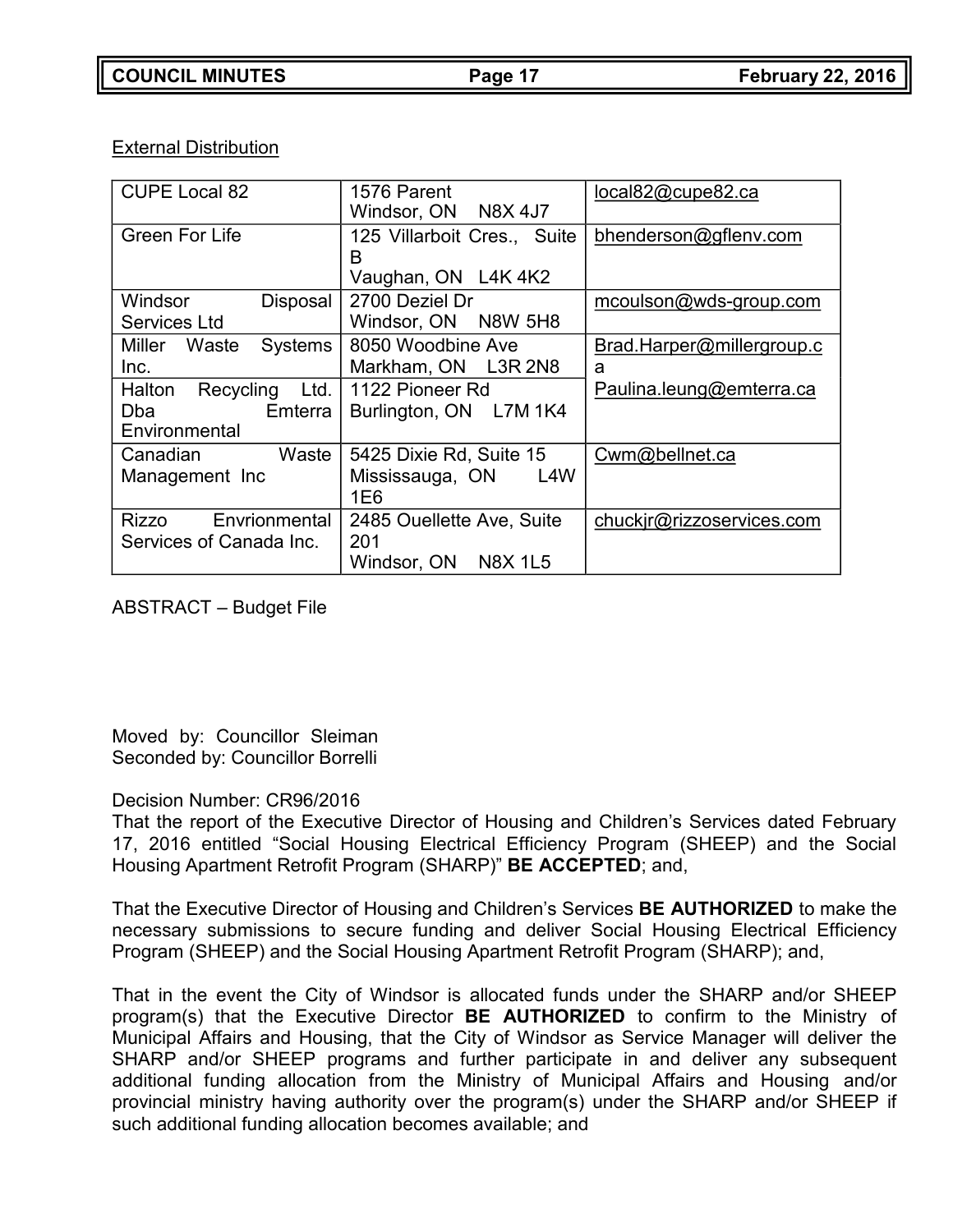External Distribution

| CUPE Local 82 | 1576 Parent<br>Windsor, ON N8X 4J7 | local82@cupe82.ca |
|---|---|---|
| Green For Life | 125 Villarboit Cres., Suite B<br>Vaughan, ON L4K 4K2 | bhenderson@gflenv.com |
| Windsor Disposal Services Ltd | 2700 Deziel Dr<br>Windsor, ON N8W 5H8 | mcoulson@wds-group.com |
| Miller Waste Systems Inc. | 8050 Woodbine Ave<br>Markham, ON L3R 2N8 | Brad.Harper@millergroup.ca<br>Paulina.leung@emterra.ca |
| Halton Recycling Ltd. Dba Emterra Environmental | 1122 Pioneer Rd<br>Burlington, ON L7M 1K4 | |
| Canadian Waste Management Inc | 5425 Dixie Rd, Suite 15<br>Mississauga, ON L4W 1E6 | Cwm@bellnet.ca |
| Rizzo Envrionmental Services of Canada Inc. | 2485 Ouellette Ave, Suite 201<br>Windsor, ON N8X 1L5 | chuckjr@rizzoservices.com |

ABSTRACT – Budget File

Moved by: Councillor Sleiman
Seconded by: Councillor Borrelli

Decision Number: CR96/2016
That the report of the Executive Director of Housing and Children's Services dated February 17, 2016 entitled "Social Housing Electrical Efficiency Program (SHEEP) and the Social Housing Apartment Retrofit Program (SHARP)" **BE ACCEPTED**; and,

That the Executive Director of Housing and Children's Services **BE AUTHORIZED** to make the necessary submissions to secure funding and deliver Social Housing Electrical Efficiency Program (SHEEP) and the Social Housing Apartment Retrofit Program (SHARP); and,

That in the event the City of Windsor is allocated funds under the SHARP and/or SHEEP program(s) that the Executive Director **BE AUTHORIZED** to confirm to the Ministry of Municipal Affairs and Housing, that the City of Windsor as Service Manager will deliver the SHARP and/or SHEEP programs and further participate in and deliver any subsequent additional funding allocation from the Ministry of Municipal Affairs and Housing and/or provincial ministry having authority over the program(s) under the SHARP and/or SHEEP if such additional funding allocation becomes available; and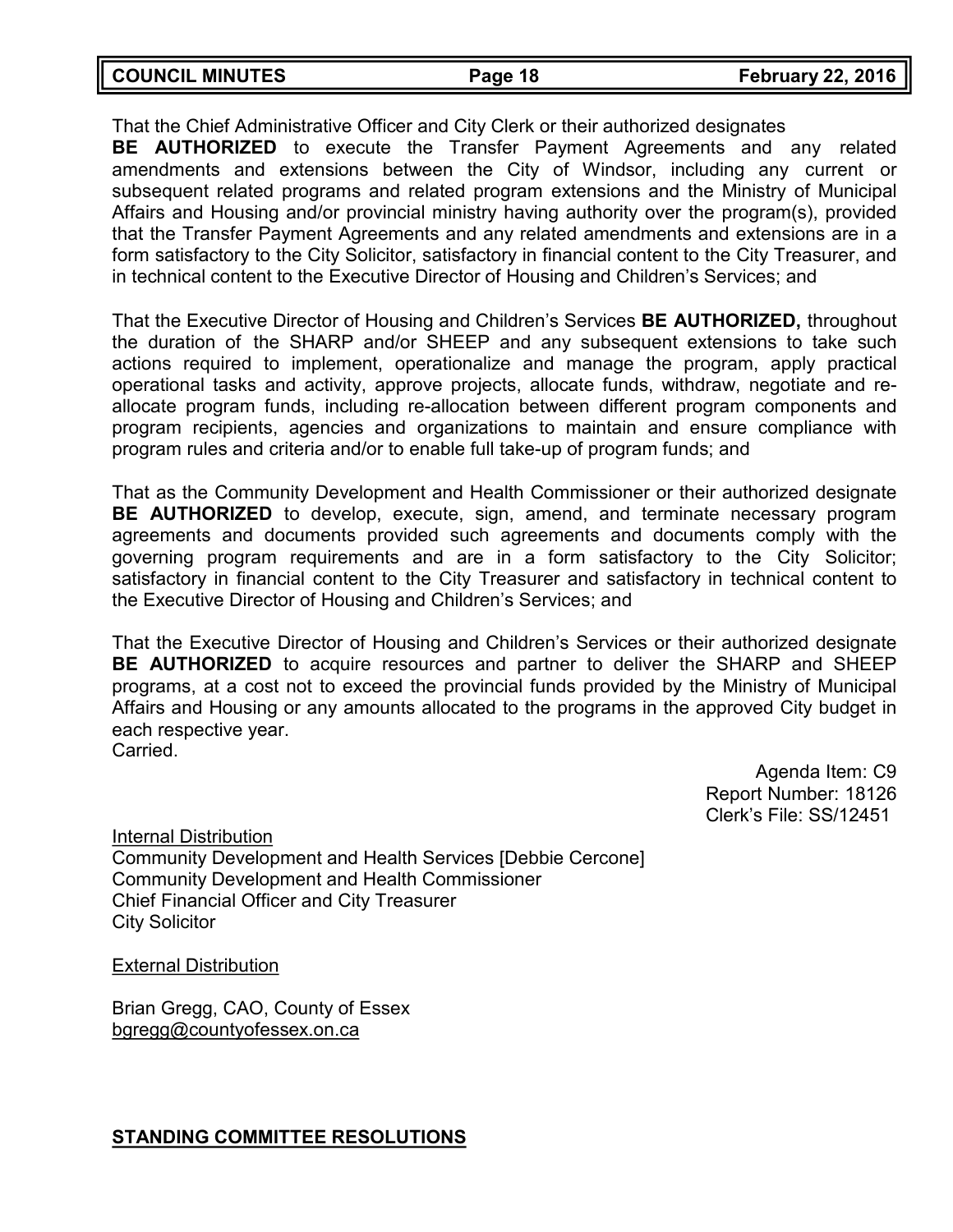That the Chief Administrative Officer and City Clerk or their authorized designates **BE AUTHORIZED** to execute the Transfer Payment Agreements and any related amendments and extensions between the City of Windsor, including any current or subsequent related programs and related program extensions and the Ministry of Municipal Affairs and Housing and/or provincial ministry having authority over the program(s), provided that the Transfer Payment Agreements and any related amendments and extensions are in a form satisfactory to the City Solicitor, satisfactory in financial content to the City Treasurer, and in technical content to the Executive Director of Housing and Children's Services; and

That the Executive Director of Housing and Children's Services **BE AUTHORIZED,** throughout the duration of the SHARP and/or SHEEP and any subsequent extensions to take such actions required to implement, operationalize and manage the program, apply practical operational tasks and activity, approve projects, allocate funds, withdraw, negotiate and re-allocate program funds, including re-allocation between different program components and program recipients, agencies and organizations to maintain and ensure compliance with program rules and criteria and/or to enable full take-up of program funds; and

That as the Community Development and Health Commissioner or their authorized designate **BE AUTHORIZED** to develop, execute, sign, amend, and terminate necessary program agreements and documents provided such agreements and documents comply with the governing program requirements and are in a form satisfactory to the City Solicitor; satisfactory in financial content to the City Treasurer and satisfactory in technical content to the Executive Director of Housing and Children's Services; and

That the Executive Director of Housing and Children's Services or their authorized designate **BE AUTHORIZED** to acquire resources and partner to deliver the SHARP and SHEEP programs, at a cost not to exceed the provincial funds provided by the Ministry of Municipal Affairs and Housing or any amounts allocated to the programs in the approved City budget in each respective year.
Carried.

Agenda Item: C9
Report Number: 18126
Clerk's File: SS/12451

Internal Distribution
Community Development and Health Services [Debbie Cercone]
Community Development and Health Commissioner
Chief Financial Officer and City Treasurer
City Solicitor

External Distribution

Brian Gregg, CAO, County of Essex
bgregg@countyofessex.on.ca

## STANDING COMMITTEE RESOLUTIONS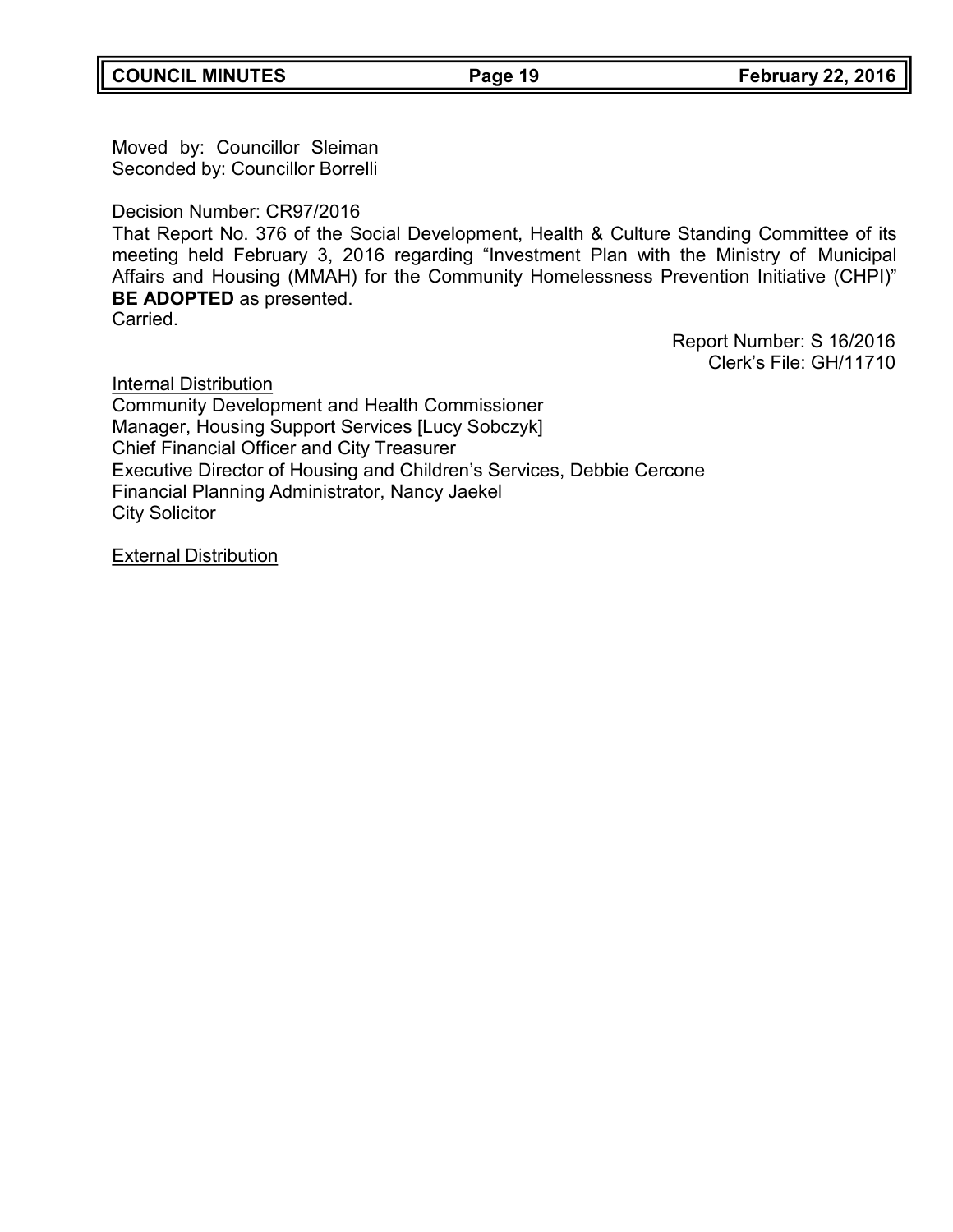Moved by: Councillor Sleiman
Seconded by: Councillor Borrelli

Decision Number: CR97/2016
That Report No. 376 of the Social Development, Health & Culture Standing Committee of its meeting held February 3, 2016 regarding "Investment Plan with the Ministry of Municipal Affairs and Housing (MMAH) for the Community Homelessness Prevention Initiative (CHPI)" **BE ADOPTED** as presented.
Carried.

Report Number: S 16/2016
Clerk's File: GH/11710

Internal Distribution
Community Development and Health Commissioner
Manager, Housing Support Services [Lucy Sobczyk]
Chief Financial Officer and City Treasurer
Executive Director of Housing and Children's Services, Debbie Cercone
Financial Planning Administrator, Nancy Jaekel
City Solicitor

External Distribution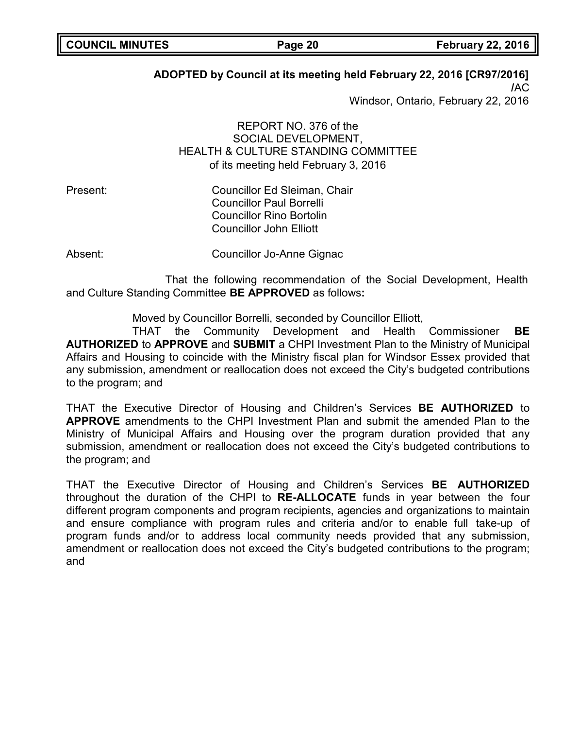**ADOPTED by Council at its meeting held February 22, 2016 [CR97/2016]**
**/**AC
Windsor, Ontario, February 22, 2016

REPORT NO. 376 of the
SOCIAL DEVELOPMENT,
HEALTH & CULTURE STANDING COMMITTEE
of its meeting held February 3, 2016

Present: Councillor Ed Sleiman, Chair
Councillor Paul Borrelli
Councillor Rino Bortolin
Councillor John Elliott

Absent: Councillor Jo-Anne Gignac

That the following recommendation of the Social Development, Health and Culture Standing Committee **BE APPROVED** as follows**:**

Moved by Councillor Borrelli, seconded by Councillor Elliott,

THAT the Community Development and Health Commissioner **BE AUTHORIZED** to **APPROVE** and **SUBMIT** a CHPI Investment Plan to the Ministry of Municipal Affairs and Housing to coincide with the Ministry fiscal plan for Windsor Essex provided that any submission, amendment or reallocation does not exceed the City's budgeted contributions to the program; and

THAT the Executive Director of Housing and Children's Services **BE AUTHORIZED** to **APPROVE** amendments to the CHPI Investment Plan and submit the amended Plan to the Ministry of Municipal Affairs and Housing over the program duration provided that any submission, amendment or reallocation does not exceed the City's budgeted contributions to the program; and

THAT the Executive Director of Housing and Children's Services **BE AUTHORIZED** throughout the duration of the CHPI to **RE-ALLOCATE** funds in year between the four different program components and program recipients, agencies and organizations to maintain and ensure compliance with program rules and criteria and/or to enable full take-up of program funds and/or to address local community needs provided that any submission, amendment or reallocation does not exceed the City's budgeted contributions to the program; and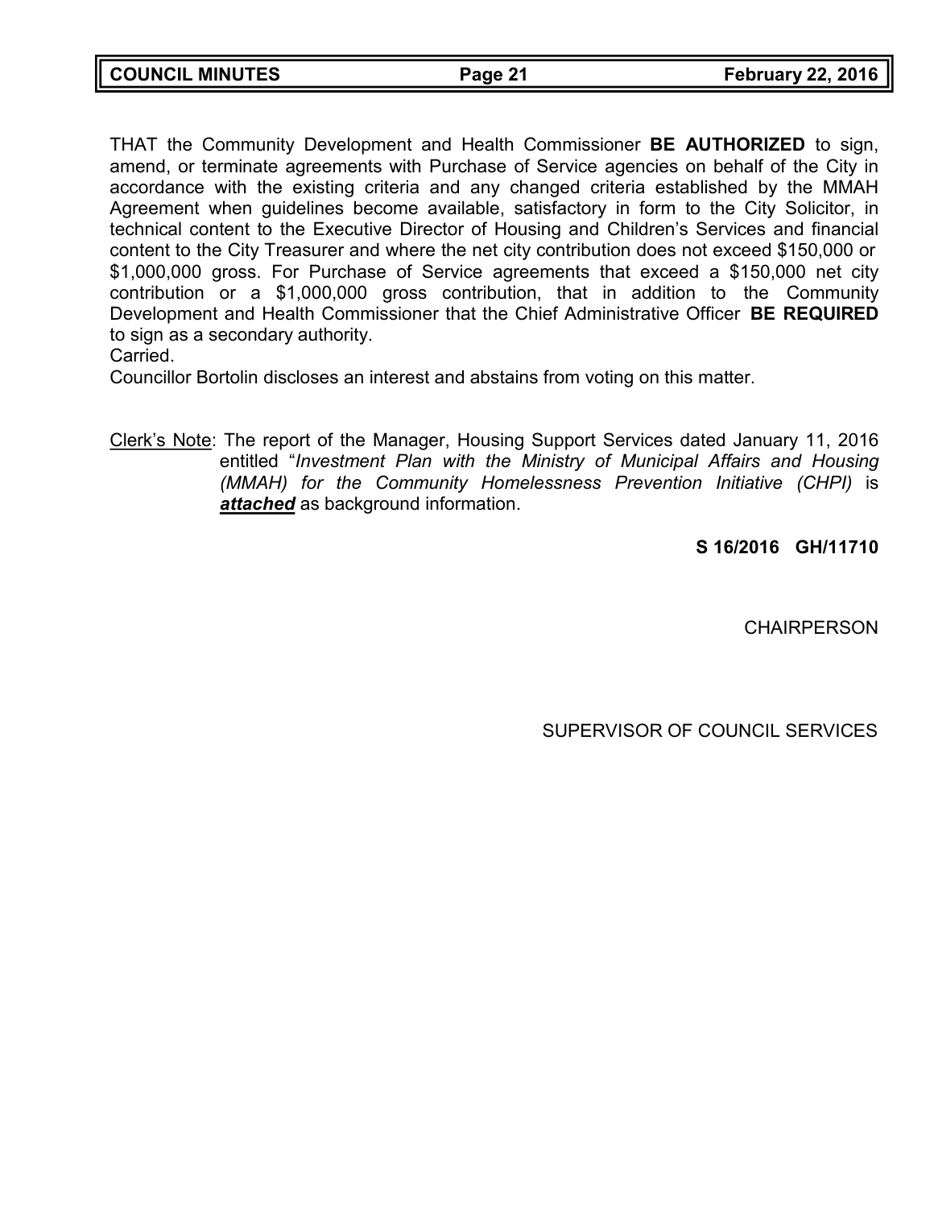THAT the Community Development and Health Commissioner **BE AUTHORIZED** to sign, amend, or terminate agreements with Purchase of Service agencies on behalf of the City in accordance with the existing criteria and any changed criteria established by the MMAH Agreement when guidelines become available, satisfactory in form to the City Solicitor, in technical content to the Executive Director of Housing and Children's Services and financial content to the City Treasurer and where the net city contribution does not exceed $150,000 or $1,000,000 gross. For Purchase of Service agreements that exceed a $150,000 net city contribution or a $1,000,000 gross contribution, that in addition to the Community Development and Health Commissioner that the Chief Administrative Officer **BE REQUIRED** to sign as a secondary authority.
Carried.
Councillor Bortolin discloses an interest and abstains from voting on this matter.

Clerk's Note: The report of the Manager, Housing Support Services dated January 11, 2016 entitled "*Investment Plan with the Ministry of Municipal Affairs and Housing (MMAH) for the Community Homelessness Prevention Initiative (CHPI)* is ***attached*** as background information.

**S 16/2016 GH/11710**

CHAIRPERSON

SUPERVISOR OF COUNCIL SERVICES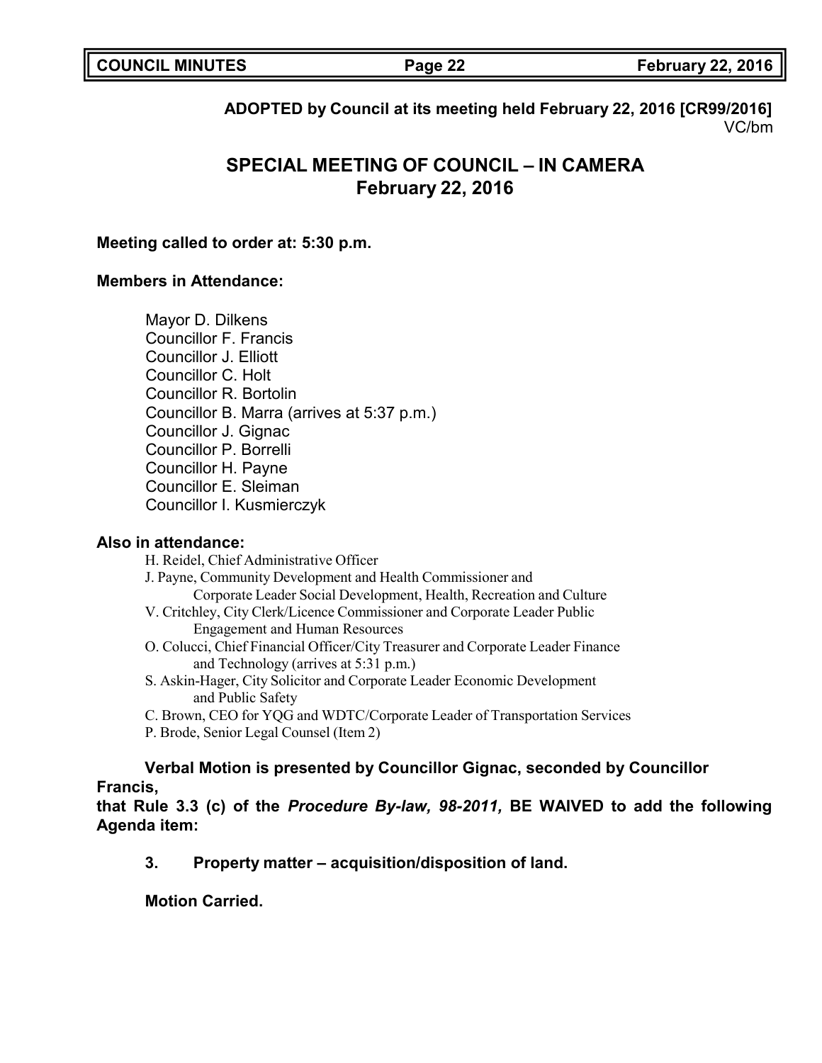**ADOPTED by Council at its meeting held February 22, 2016 [CR99/2016]**
VC/bm

# SPECIAL MEETING OF COUNCIL – IN CAMERA
## February 22, 2016

**Meeting called to order at: 5:30 p.m.**

**Members in Attendance:**

Mayor D. Dilkens
Councillor F. Francis
Councillor J. Elliott
Councillor C. Holt
Councillor R. Bortolin
Councillor B. Marra (arrives at 5:37 p.m.)
Councillor J. Gignac
Councillor P. Borrelli
Councillor H. Payne
Councillor E. Sleiman
Councillor I. Kusmierczyk

**Also in attendance:**

H. Reidel, Chief Administrative Officer
J. Payne, Community Development and Health Commissioner and Corporate Leader Social Development, Health, Recreation and Culture
V. Critchley, City Clerk/Licence Commissioner and Corporate Leader Public Engagement and Human Resources
O. Colucci, Chief Financial Officer/City Treasurer and Corporate Leader Finance and Technology (arrives at 5:31 p.m.)
S. Askin-Hager, City Solicitor and Corporate Leader Economic Development and Public Safety
C. Brown, CEO for YQG and WDTC/Corporate Leader of Transportation Services
P. Brode, Senior Legal Counsel (Item 2)

**Verbal Motion is presented by Councillor Gignac, seconded by Councillor Francis,**
**that Rule 3.3 (c) of the *Procedure By-law, 98-2011,* BE WAIVED to add the following Agenda item:**

**3. Property matter – acquisition/disposition of land.**

**Motion Carried.**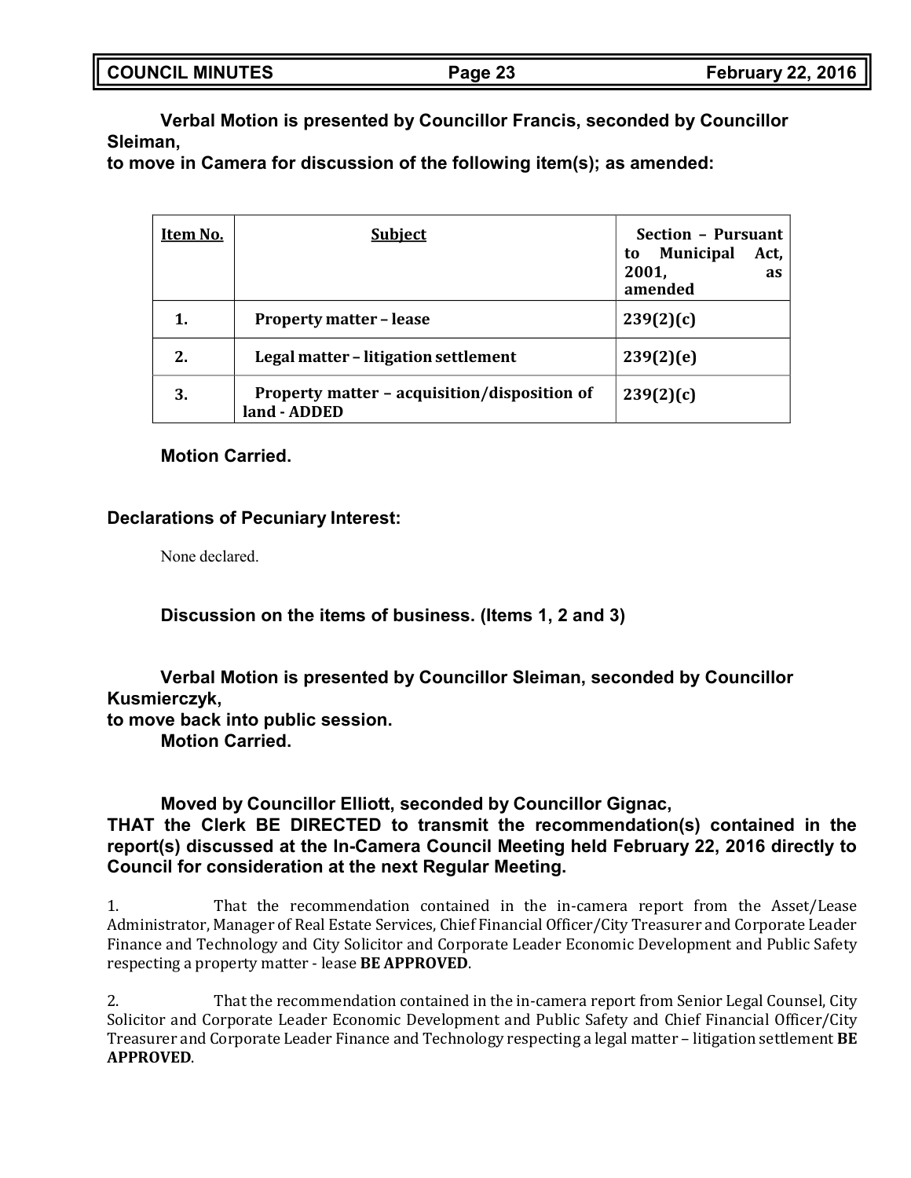**Verbal Motion is presented by Councillor Francis, seconded by Councillor Sleiman,**
**to move in Camera for discussion of the following item(s); as amended:**

| Item No. | Subject | Section – Pursuant to Municipal Act, 2001, as amended |
|---|---|---|
| 1. | Property matter – lease | 239(2)(c) |
| 2. | Legal matter – litigation settlement | 239(2)(e) |
| 3. | Property matter – acquisition/disposition of land - ADDED | 239(2)(c) |

**Motion Carried.**

**Declarations of Pecuniary Interest:**

None declared.

**Discussion on the items of business. (Items 1, 2 and 3)**

**Verbal Motion is presented by Councillor Sleiman, seconded by Councillor Kusmierczyk,**
**to move back into public session.**
**Motion Carried.**

**Moved by Councillor Elliott, seconded by Councillor Gignac,**
**THAT the Clerk BE DIRECTED to transmit the recommendation(s) contained in the report(s) discussed at the In-Camera Council Meeting held February 22, 2016 directly to Council for consideration at the next Regular Meeting.**

1. That the recommendation contained in the in-camera report from the Asset/Lease Administrator, Manager of Real Estate Services, Chief Financial Officer/City Treasurer and Corporate Leader Finance and Technology and City Solicitor and Corporate Leader Economic Development and Public Safety respecting a property matter - lease **BE APPROVED**.

2. That the recommendation contained in the in-camera report from Senior Legal Counsel, City Solicitor and Corporate Leader Economic Development and Public Safety and Chief Financial Officer/City Treasurer and Corporate Leader Finance and Technology respecting a legal matter – litigation settlement **BE APPROVED**.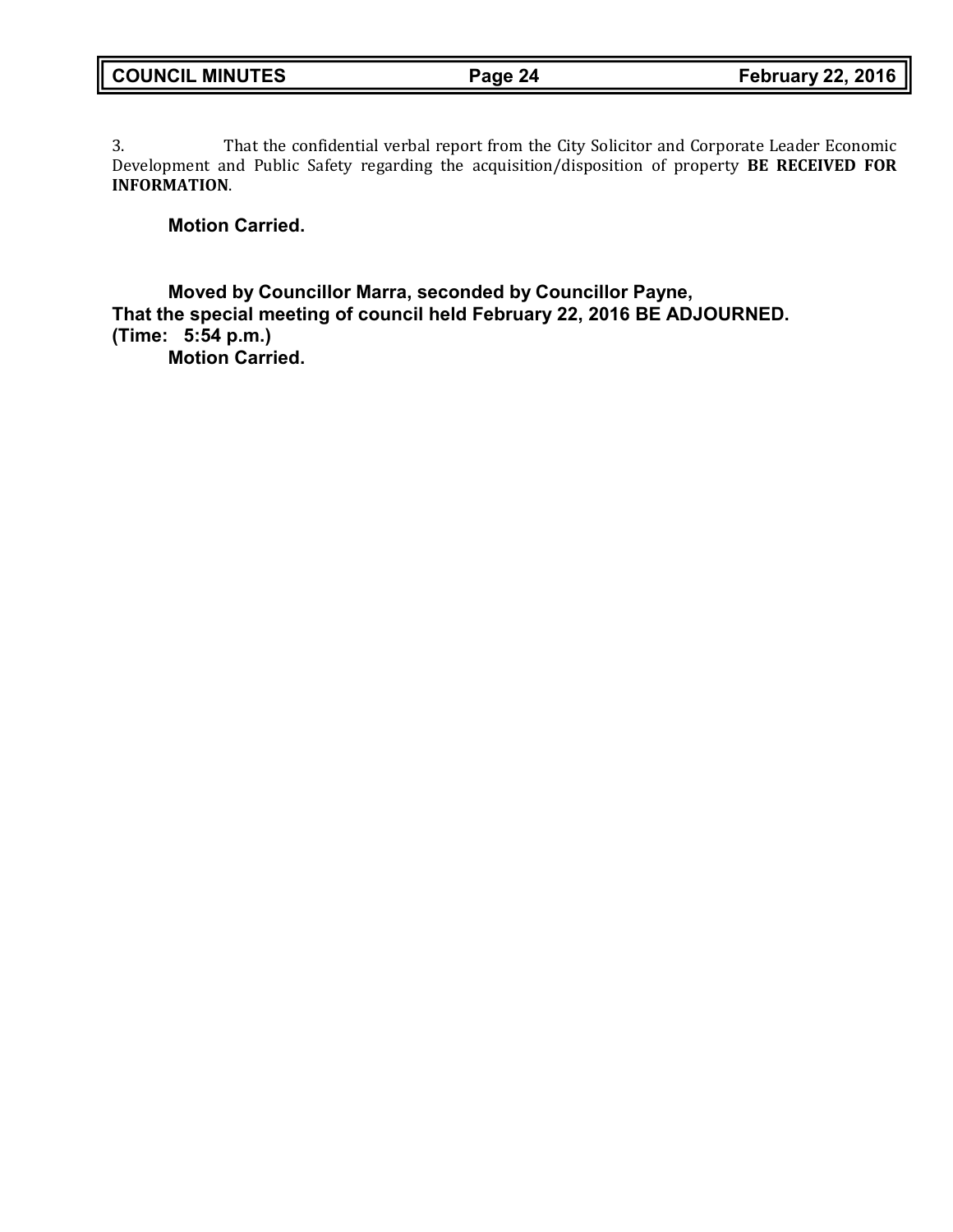3. That the confidential verbal report from the City Solicitor and Corporate Leader Economic Development and Public Safety regarding the acquisition/disposition of property **BE RECEIVED FOR INFORMATION**.

**Motion Carried.**

**Moved by Councillor Marra, seconded by Councillor Payne,**
**That the special meeting of council held February 22, 2016 BE ADJOURNED.**
**(Time: 5:54 p.m.)**
**Motion Carried.**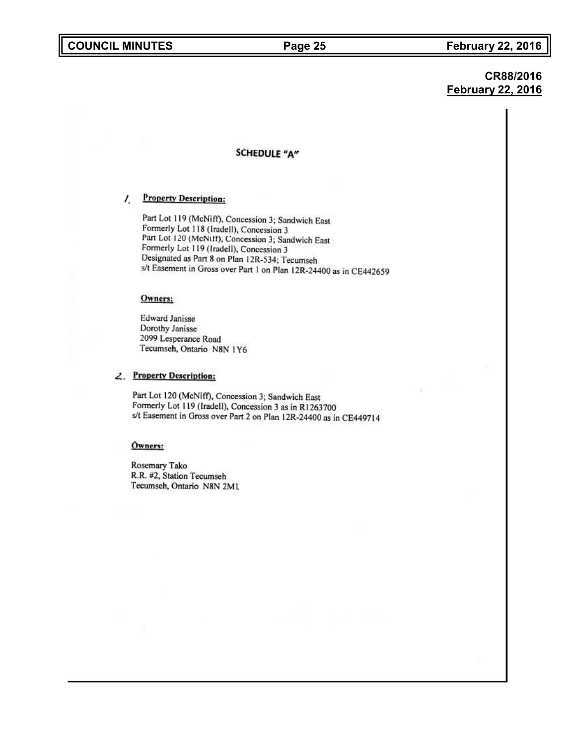**CR88/2016**
**February 22, 2016**

## SCHEDULE "A"

1. **Property Description:**

Part Lot 119 (McNiff), Concession 3; Sandwich East
Formerly Lot 118 (Iradell), Concession 3
Part Lot 120 (McNiff), Concession 3; Sandwich East
Formerly Lot 119 (Iradell), Concession 3
Designated as Part 8 on Plan 12R-534; Tecumseh
s/t Easement in Gross over Part 1 on Plan 12R-24400 as in CE442659

**Owners:**

Edward Janisse
Dorothy Janisse
2099 Lesperance Road
Tecumseh, Ontario N8N 1Y6

2. **Property Description:**

Part Lot 120 (McNiff), Concession 3; Sandwich East
Formerly Lot 119 (Iradell), Concession 3 as in R1263700
s/t Easement in Gross over Part 2 on Plan 12R-24400 as in CE449714

**Owners:**

Rosemary Tako
R.R. #2, Station Tecumseh
Tecumseh, Ontario N8N 2M1